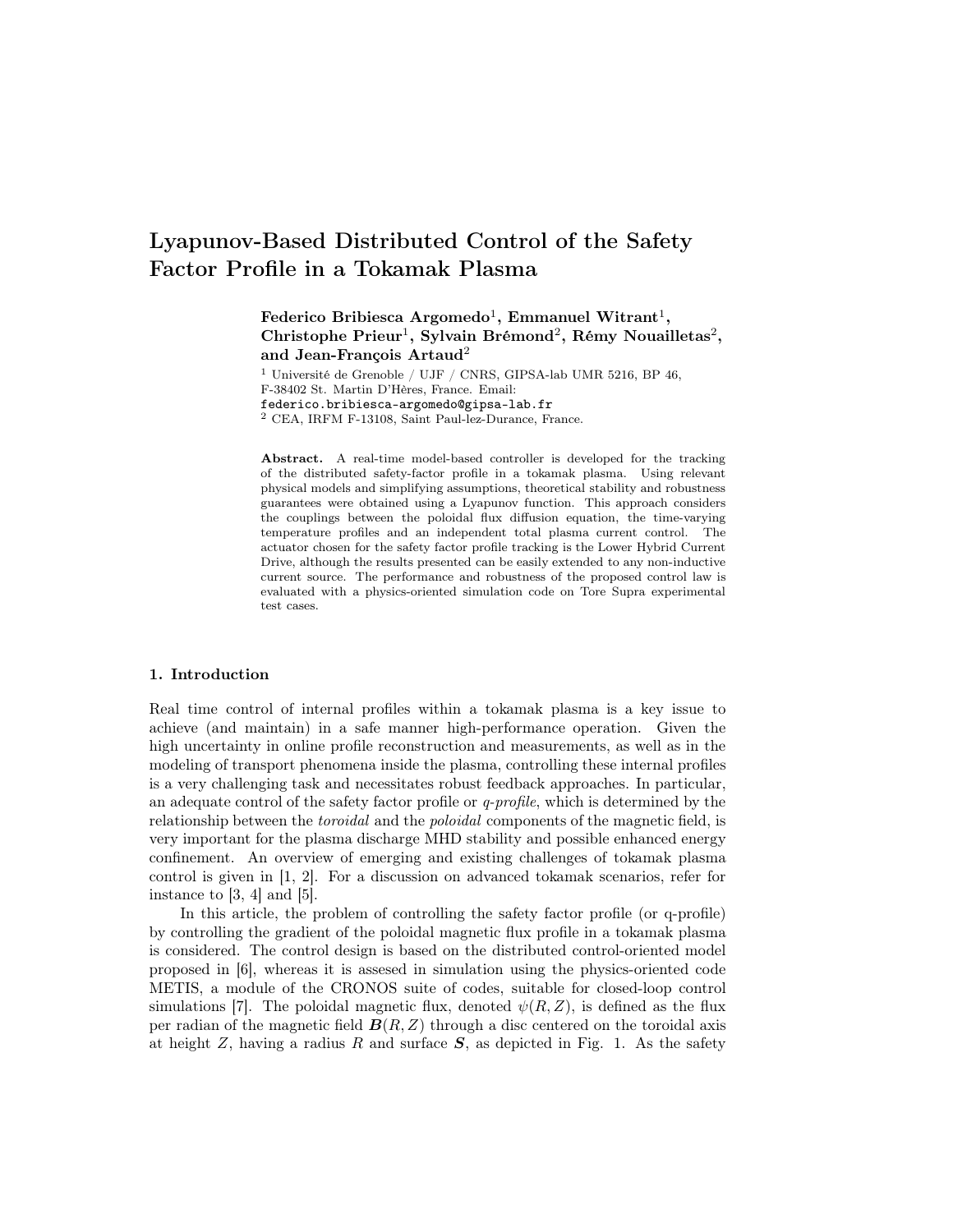# Lyapunov-Based Distributed Control of the Safety Factor Profile in a Tokamak Plasma

**Federico Bribiesca Argomedo[1], Emmanuel Witrant[1], Christophe Prieur[1], Sylvain Brémond[2], Rémy Nouailletas[2], and Jean-François Artaud[2]**

[1] Université de Grenoble / UJF / CNRS, GIPSA-lab UMR 5216, BP 46, F-38402 St. Martin D'Hères, France. Email: federico.bribiesca-argomedo@gipsa-lab.fr

[2] CEA, IRFM F-13108, Saint Paul-lez-Durance, France.

**Abstract.** A real-time model-based controller is developed for the tracking of the distributed safety-factor profile in a tokamak plasma. Using relevant physical models and simplifying assumptions, theoretical stability and robustness guarantees were obtained using a Lyapunov function. This approach considers the couplings between the poloidal flux diffusion equation, the time-varying temperature profiles and an independent total plasma current control. The actuator chosen for the safety factor profile tracking is the Lower Hybrid Current Drive, although the results presented can be easily extended to any non-inductive current source. The performance and robustness of the proposed control law is evaluated with a physics-oriented simulation code on Tore Supra experimental test cases.

## 1. Introduction

Real time control of internal profiles within a tokamak plasma is a key issue to achieve (and maintain) in a safe manner high-performance operation. Given the high uncertainty in online profile reconstruction and measurements, as well as in the modeling of transport phenomena inside the plasma, controlling these internal profiles is a very challenging task and necessitates robust feedback approaches. In particular, an adequate control of the safety factor profile or *q-profile*, which is determined by the relationship between the *toroidal* and the *poloidal* components of the magnetic field, is very important for the plasma discharge MHD stability and possible enhanced energy confinement. An overview of emerging and existing challenges of tokamak plasma control is given in [1, 2]. For a discussion on advanced tokamak scenarios, refer for instance to [3, 4] and [5].

In this article, the problem of controlling the safety factor profile (or q-profile) by controlling the gradient of the poloidal magnetic flux profile in a tokamak plasma is considered. The control design is based on the distributed control-oriented model proposed in [6], whereas it is assesed in simulation using the physics-oriented code METIS, a module of the CRONOS suite of codes, suitable for closed-loop control simulations [7]. The poloidal magnetic flux, denoted $\psi(R, Z)$, is defined as the flux per radian of the magnetic field $\boldsymbol{B}(R, Z)$ through a disc centered on the toroidal axis at height $Z$, having a radius $R$ and surface $\boldsymbol{S}$, as depicted in Fig. 1. As the safety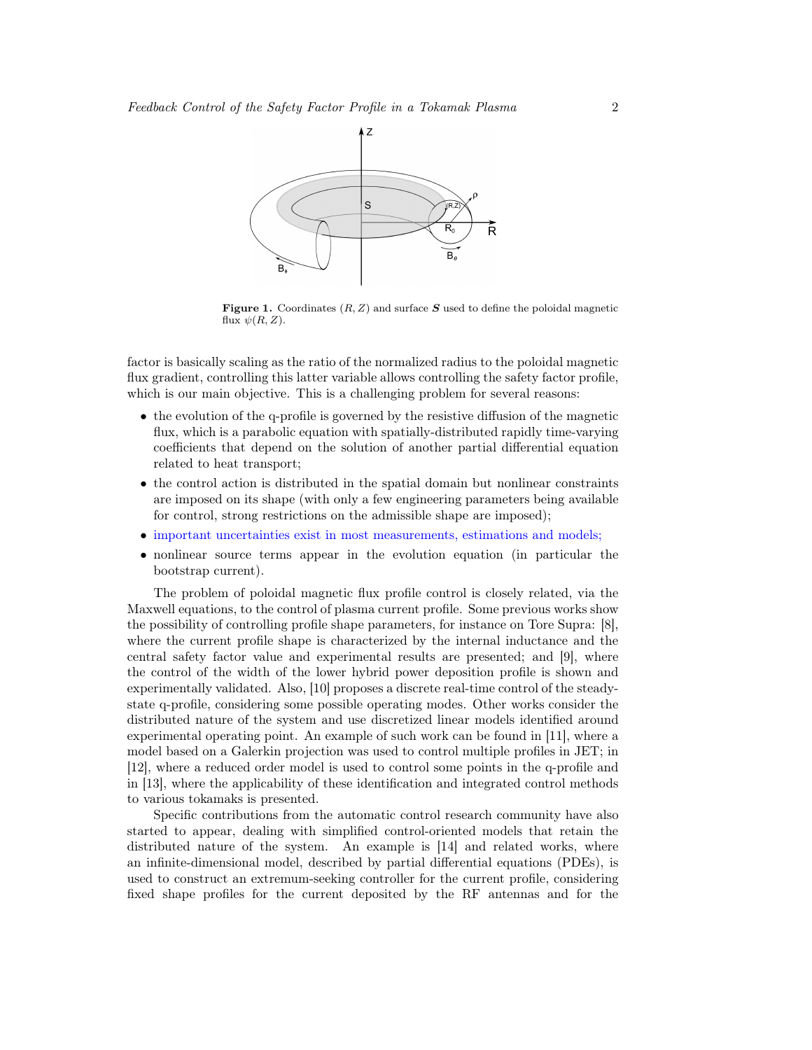Z

S

(R,Z)

ρ

$R_0$

R

$B_\theta$

$B_\phi$

**Figure 1.** Coordinates $(R, Z)$ and surface $\boldsymbol{S}$ used to define the poloidal magnetic flux $\psi(R, Z)$.

factor is basically scaling as the ratio of the normalized radius to the poloidal magnetic flux gradient, controlling this latter variable allows controlling the safety factor profile, which is our main objective. This is a challenging problem for several reasons:

- the evolution of the q-profile is governed by the resistive diffusion of the magnetic flux, which is a parabolic equation with spatially-distributed rapidly time-varying coefficients that depend on the solution of another partial differential equation related to heat transport;
- the control action is distributed in the spatial domain but nonlinear constraints are imposed on its shape (with only a few engineering parameters being available for control, strong restrictions on the admissible shape are imposed);
- important uncertainties exist in most measurements, estimations and models;
- nonlinear source terms appear in the evolution equation (in particular the bootstrap current).

The problem of poloidal magnetic flux profile control is closely related, via the Maxwell equations, to the control of plasma current profile. Some previous works show the possibility of controlling profile shape parameters, for instance on Tore Supra: [8], where the current profile shape is characterized by the internal inductance and the central safety factor value and experimental results are presented; and [9], where the control of the width of the lower hybrid power deposition profile is shown and experimentally validated. Also, [10] proposes a discrete real-time control of the steady-state q-profile, considering some possible operating modes. Other works consider the distributed nature of the system and use discretized linear models identified around experimental operating point. An example of such work can be found in [11], where a model based on a Galerkin projection was used to control multiple profiles in JET; in [12], where a reduced order model is used to control some points in the q-profile and in [13], where the applicability of these identification and integrated control methods to various tokamaks is presented.

Specific contributions from the automatic control research community have also started to appear, dealing with simplified control-oriented models that retain the distributed nature of the system. An example is [14] and related works, where an infinite-dimensional model, described by partial differential equations (PDEs), is used to construct an extremum-seeking controller for the current profile, considering fixed shape profiles for the current deposited by the RF antennas and for the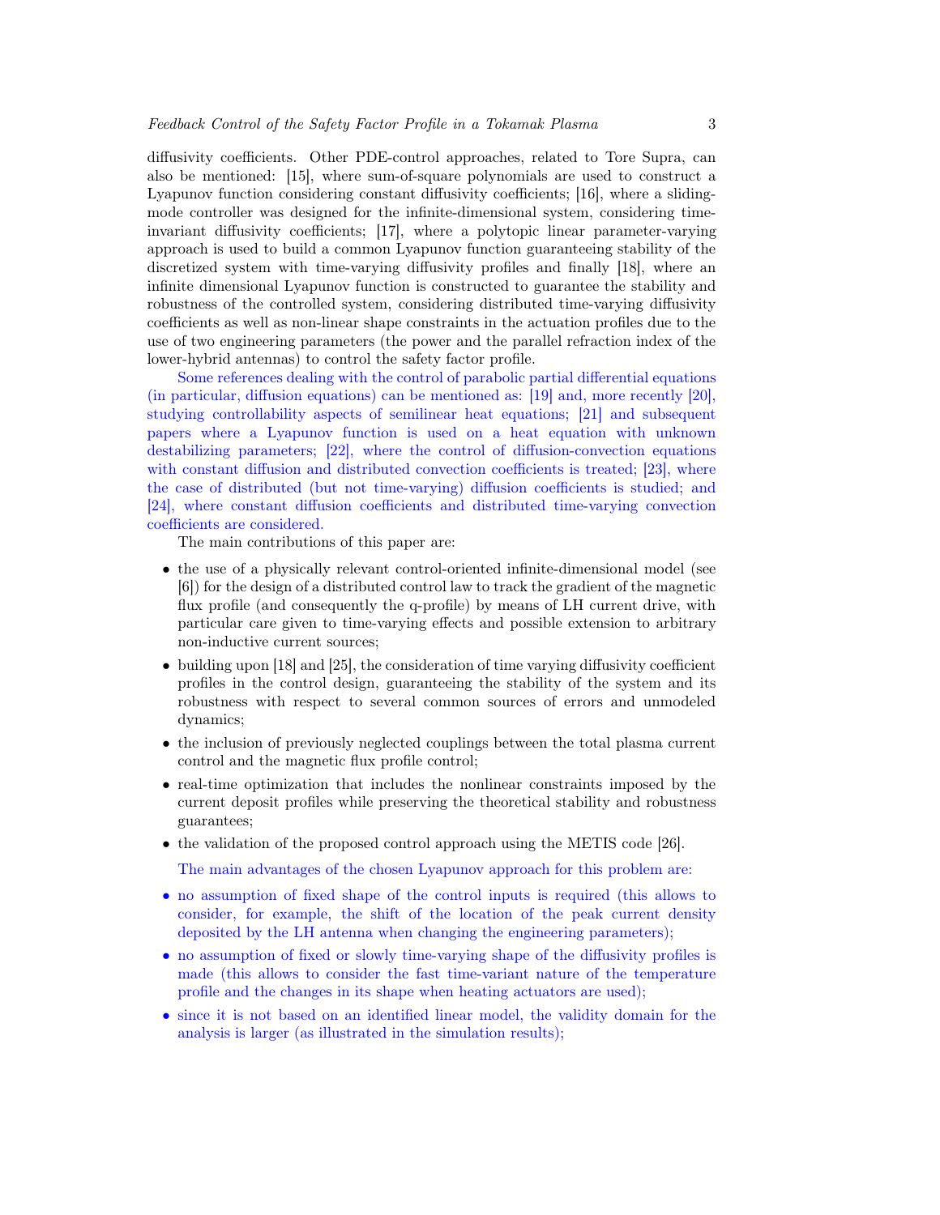diffusivity coefficients. Other PDE-control approaches, related to Tore Supra, can also be mentioned: [15], where sum-of-square polynomials are used to construct a Lyapunov function considering constant diffusivity coefficients; [16], where a sliding-mode controller was designed for the infinite-dimensional system, considering time-invariant diffusivity coefficients; [17], where a polytopic linear parameter-varying approach is used to build a common Lyapunov function guaranteeing stability of the discretized system with time-varying diffusivity profiles and finally [18], where an infinite dimensional Lyapunov function is constructed to guarantee the stability and robustness of the controlled system, considering distributed time-varying diffusivity coefficients as well as non-linear shape constraints in the actuation profiles due to the use of two engineering parameters (the power and the parallel refraction index of the lower-hybrid antennas) to control the safety factor profile.

Some references dealing with the control of parabolic partial differential equations (in particular, diffusion equations) can be mentioned as: [19] and, more recently [20], studying controllability aspects of semilinear heat equations; [21] and subsequent papers where a Lyapunov function is used on a heat equation with unknown destabilizing parameters; [22], where the control of diffusion-convection equations with constant diffusion and distributed convection coefficients is treated; [23], where the case of distributed (but not time-varying) diffusion coefficients is studied; and [24], where constant diffusion coefficients and distributed time-varying convection coefficients are considered.

The main contributions of this paper are:

- the use of a physically relevant control-oriented infinite-dimensional model (see [6]) for the design of a distributed control law to track the gradient of the magnetic flux profile (and consequently the q-profile) by means of LH current drive, with particular care given to time-varying effects and possible extension to arbitrary non-inductive current sources;
- building upon [18] and [25], the consideration of time varying diffusivity coefficient profiles in the control design, guaranteeing the stability of the system and its robustness with respect to several common sources of errors and unmodeled dynamics;
- the inclusion of previously neglected couplings between the total plasma current control and the magnetic flux profile control;
- real-time optimization that includes the nonlinear constraints imposed by the current deposit profiles while preserving the theoretical stability and robustness guarantees;
- the validation of the proposed control approach using the METIS code [26].

The main advantages of the chosen Lyapunov approach for this problem are:

- no assumption of fixed shape of the control inputs is required (this allows to consider, for example, the shift of the location of the peak current density deposited by the LH antenna when changing the engineering parameters);
- no assumption of fixed or slowly time-varying shape of the diffusivity profiles is made (this allows to consider the fast time-variant nature of the temperature profile and the changes in its shape when heating actuators are used);
- since it is not based on an identified linear model, the validity domain for the analysis is larger (as illustrated in the simulation results);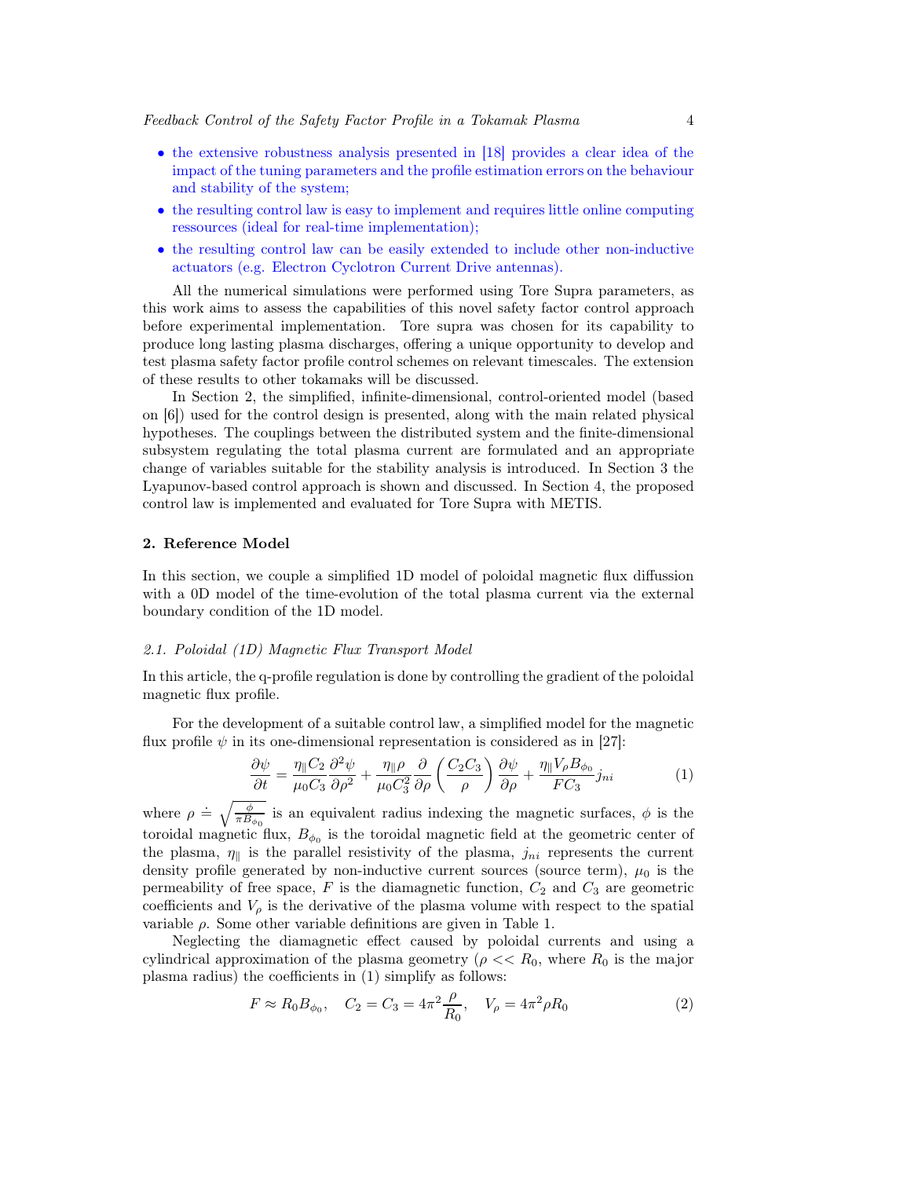- the extensive robustness analysis presented in [18] provides a clear idea of the impact of the tuning parameters and the profile estimation errors on the behaviour and stability of the system;
- the resulting control law is easy to implement and requires little online computing ressources (ideal for real-time implementation);
- the resulting control law can be easily extended to include other non-inductive actuators (e.g. Electron Cyclotron Current Drive antennas).

All the numerical simulations were performed using Tore Supra parameters, as this work aims to assess the capabilities of this novel safety factor control approach before experimental implementation. Tore supra was chosen for its capability to produce long lasting plasma discharges, offering a unique opportunity to develop and test plasma safety factor profile control schemes on relevant timescales. The extension of these results to other tokamaks will be discussed.

In Section 2, the simplified, infinite-dimensional, control-oriented model (based on [6]) used for the control design is presented, along with the main related physical hypotheses. The couplings between the distributed system and the finite-dimensional subsystem regulating the total plasma current are formulated and an appropriate change of variables suitable for the stability analysis is introduced. In Section 3 the Lyapunov-based control approach is shown and discussed. In Section 4, the proposed control law is implemented and evaluated for Tore Supra with METIS.

## 2. Reference Model

In this section, we couple a simplified 1D model of poloidal magnetic flux diffusion with a 0D model of the time-evolution of the total plasma current via the external boundary condition of the 1D model.

### 2.1. Poloidal (1D) Magnetic Flux Transport Model

In this article, the q-profile regulation is done by controlling the gradient of the poloidal magnetic flux profile.

For the development of a suitable control law, a simplified model for the magnetic flux profile $\psi$ in its one-dimensional representation is considered as in [27]:

$$\frac{\partial \psi}{\partial t} = \frac{\eta_\| C_2}{\mu_0 C_3}\frac{\partial^2 \psi}{\partial \rho^2} + \frac{\eta_\| \rho}{\mu_0 C_3^2}\frac{\partial}{\partial \rho}\left(\frac{C_2 C_3}{\rho}\right)\frac{\partial \psi}{\partial \rho} + \frac{\eta_\| V_\rho B_{\phi_0}}{F C_3} j_{ni} \tag{1}$$

where $\rho \doteq \sqrt{\frac{\phi}{\pi B_{\phi_0}}}$ is an equivalent radius indexing the magnetic surfaces, $\phi$ is the toroidal magnetic flux, $B_{\phi_0}$ is the toroidal magnetic field at the geometric center of the plasma, $\eta_\|$ is the parallel resistivity of the plasma, $j_{ni}$ represents the current density profile generated by non-inductive current sources (source term), $\mu_0$ is the permeability of free space, $F$ is the diamagnetic function, $C_2$ and $C_3$ are geometric coefficients and $V_\rho$ is the derivative of the plasma volume with respect to the spatial variable $\rho$. Some other variable definitions are given in Table 1.

Neglecting the diamagnetic effect caused by poloidal currents and using a cylindrical approximation of the plasma geometry ($\rho << R_0$, where $R_0$ is the major plasma radius) the coefficients in (1) simplify as follows:

$$F \approx R_0 B_{\phi_0}, \quad C_2 = C_3 = 4\pi^2 \frac{\rho}{R_0}, \quad V_\rho = 4\pi^2 \rho R_0 \tag{2}$$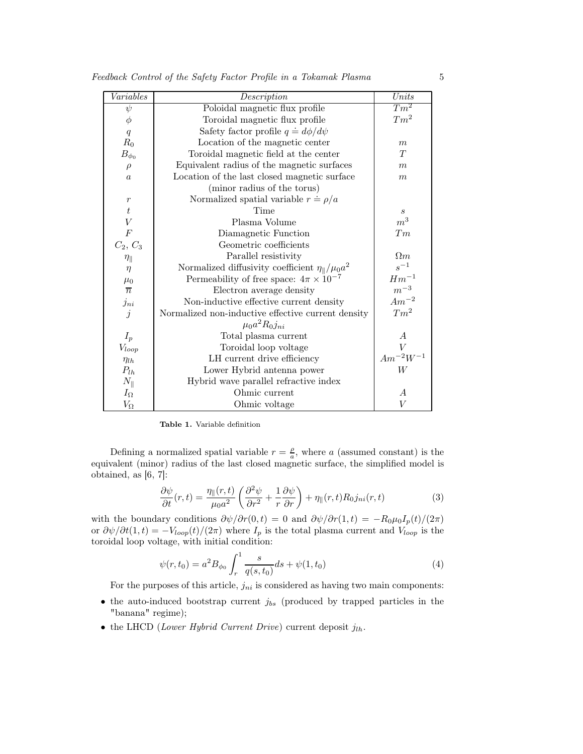| *Variables* | *Description* | *Units* |
|---|---|---|
| $\psi$ | Poloidal magnetic flux profile | $Tm^2$ |
| $\phi$ | Toroidal magnetic flux profile | $Tm^2$ |
| $q$ | Safety factor profile $q \doteq d\phi/d\psi$ | |
| $R_0$ | Location of the magnetic center | $m$ |
| $B_{\phi_0}$ | Toroidal magnetic field at the center | $T$ |
| $\rho$ | Equivalent radius of the magnetic surfaces | $m$ |
| $a$ | Location of the last closed magnetic surface (minor radius of the torus) | $m$ |
| $r$ | Normalized spatial variable $r \doteq \rho/a$ | |
| $t$ | Time | $s$ |
| $V$ | Plasma Volume | $m^3$ |
| $F$ | Diamagnetic Function | $Tm$ |
| $C_2$, $C_3$ | Geometric coefficients | |
| $\eta_\parallel$ | Parallel resistivity | $\Omega m$ |
| $\eta$ | Normalized diffusivity coefficient $\eta_\parallel/\mu_0 a^2$ | $s^{-1}$ |
| $\mu_0$ | Permeability of free space: $4\pi \times 10^{-7}$ | $Hm^{-1}$ |
| $\overline{n}$ | Electron average density | $m^{-3}$ |
| $j_{ni}$ | Non-inductive effective current density | $Am^{-2}$ |
| $j$ | Normalized non-inductive effective current density $\mu_0 a^2 R_0 j_{ni}$ | $Tm^2$ |
| $I_p$ | Total plasma current | $A$ |
| $V_{loop}$ | Toroidal loop voltage | $V$ |
| $\eta_{lh}$ | LH current drive efficiency | $Am^{-2}W^{-1}$ |
| $P_{lh}$ | Lower Hybrid antenna power | $W$ |
| $N_\parallel$ | Hybrid wave parallel refractive index | |
| $I_\Omega$ | Ohmic current | $A$ |
| $V_\Omega$ | Ohmic voltage | $V$ |

**Table 1.** Variable definition

Defining a normalized spatial variable $r = \frac{\rho}{a}$, where $a$ (assumed constant) is the equivalent (minor) radius of the last closed magnetic surface, the simplified model is obtained, as [6, 7]:

$$\frac{\partial \psi}{\partial t}(r,t) = \frac{\eta_\parallel(r,t)}{\mu_0 a^2}\left(\frac{\partial^2 \psi}{\partial r^2} + \frac{1}{r}\frac{\partial \psi}{\partial r}\right) + \eta_\parallel(r,t) R_0 j_{ni}(r,t) \tag{3}$$

with the boundary conditions $\partial\psi/\partial r(0,t) = 0$ and $\partial\psi/\partial r(1,t) = -R_0\mu_0 I_p(t)/(2\pi)$ or $\partial\psi/\partial t(1,t) = -V_{loop}(t)/(2\pi)$ where $I_p$ is the total plasma current and $V_{loop}$ is the toroidal loop voltage, with initial condition:

$$\psi(r,t_0) = a^2 B_{\phi_0}\int_r^1 \frac{s}{q(s,t_0)}ds + \psi(1,t_0) \tag{4}$$

For the purposes of this article, $j_{ni}$ is considered as having two main components:

- the auto-induced bootstrap current $j_{bs}$ (produced by trapped particles in the "banana" regime);
- the LHCD (*Lower Hybrid Current Drive*) current deposit $j_{lh}$.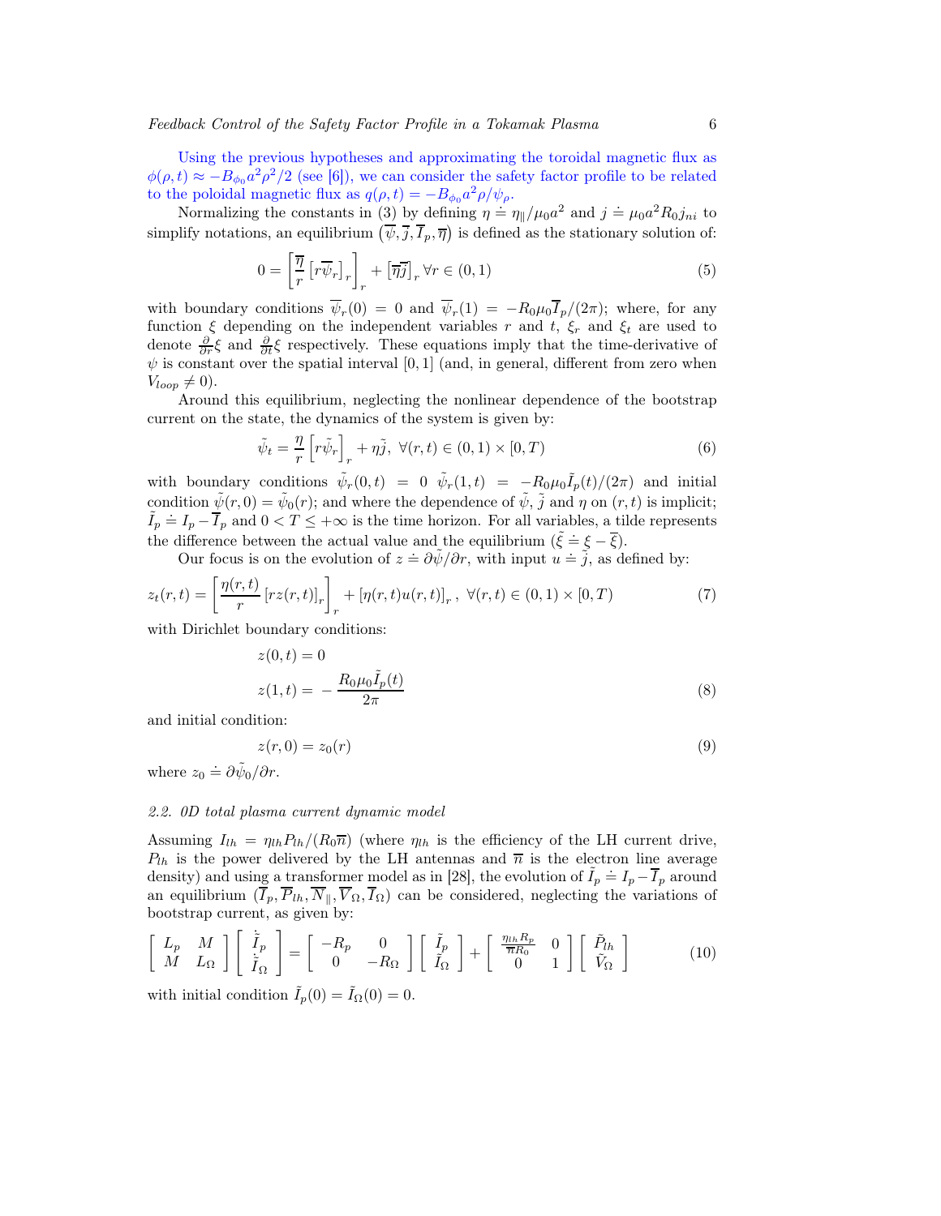Using the previous hypotheses and approximating the toroidal magnetic flux as $\phi(\rho,t) \approx -B_{\phi_0} a^2 \rho^2/2$ (see [6]), we can consider the safety factor profile to be related to the poloidal magnetic flux as $q(\rho,t) = -B_{\phi_0} a^2 \rho/\psi_\rho$.

Normalizing the constants in (3) by defining $\eta \doteq \eta_\parallel/\mu_0 a^2$ and $j \doteq \mu_0 a^2 R_0 j_{ni}$ to simplify notations, an equilibrium $\left(\overline{\psi}, \overline{j}, \overline{I}_p, \overline{\eta}\right)$ is defined as the stationary solution of:

$$0 = \left[\frac{\overline{\eta}}{r}\left[r\overline{\psi}_r\right]_r\right]_r + \left[\overline{\eta}\overline{j}\right]_r \; \forall r \in (0,1) \tag{5}$$

with boundary conditions $\overline{\psi}_r(0) = 0$ and $\overline{\psi}_r(1) = -R_0\mu_0\overline{I}_p/(2\pi)$; where, for any function $\xi$ depending on the independent variables $r$ and $t$, $\xi_r$ and $\xi_t$ are used to denote $\frac{\partial}{\partial r}\xi$ and $\frac{\partial}{\partial t}\xi$ respectively. These equations imply that the time-derivative of $\psi$ is constant over the spatial interval $[0,1]$ (and, in general, different from zero when $V_{loop} \neq 0$).

Around this equilibrium, neglecting the nonlinear dependence of the bootstrap current on the state, the dynamics of the system is given by:

$$\tilde{\psi}_t = \frac{\eta}{r}\left[r\tilde{\psi}_r\right]_r + \eta\tilde{j}, \; \forall (r,t) \in (0,1)\times[0,T) \tag{6}$$

with boundary conditions $\tilde{\psi}_r(0,t) = 0$ $\tilde{\psi}_r(1,t) = -R_0\mu_0\tilde{I}_p(t)/(2\pi)$ and initial condition $\tilde{\psi}(r,0) = \tilde{\psi}_0(r)$; and where the dependence of $\tilde{\psi}$, $\tilde{j}$ and $\eta$ on $(r,t)$ is implicit; $\tilde{I}_p \doteq I_p - \overline{I}_p$ and $0 < T \leq +\infty$ is the time horizon. For all variables, a tilde represents the difference between the actual value and the equilibrium ($\tilde{\xi} \doteq \xi - \overline{\xi}$).

Our focus is on the evolution of $z \doteq \partial\tilde{\psi}/\partial r$, with input $u \doteq \tilde{j}$, as defined by:

$$z_t(r,t) = \left[\frac{\eta(r,t)}{r}\left[rz(r,t)\right]_r\right]_r + \left[\eta(r,t)u(r,t)\right]_r, \; \forall (r,t) \in (0,1)\times[0,T) \tag{7}$$

with Dirichlet boundary conditions:

$$\begin{aligned} z(0,t) &= 0 \\ z(1,t) &= -\frac{R_0\mu_0\tilde{I}_p(t)}{2\pi} \end{aligned} \tag{8}$$

and initial condition:

$$z(r,0) = z_0(r) \tag{9}$$

where $z_0 \doteq \partial\tilde{\psi}_0/\partial r$.

### 2.2. 0D total plasma current dynamic model

Assuming $I_{lh} = \eta_{lh}P_{lh}/(R_0\overline{n})$ (where $\eta_{lh}$ is the efficiency of the LH current drive, $P_{lh}$ is the power delivered by the LH antennas and $\overline{n}$ is the electron line average density) and using a transformer model as in [28], the evolution of $\tilde{I}_p \doteq I_p - \overline{I}_p$ around an equilibrium $(\overline{I}_p, \overline{P}_{lh}, \overline{N}_\parallel, \overline{V}_\Omega, \overline{I}_\Omega)$ can be considered, neglecting the variations of bootstrap current, as given by:

$$\begin{bmatrix} L_p & M \\ M & L_\Omega \end{bmatrix}\begin{bmatrix} \dot{\tilde{I}}_p \\ \dot{\tilde{I}}_\Omega \end{bmatrix} = \begin{bmatrix} -R_p & 0 \\ 0 & -R_\Omega \end{bmatrix}\begin{bmatrix} \tilde{I}_p \\ \tilde{I}_\Omega \end{bmatrix} + \begin{bmatrix} \frac{\eta_{lh}R_p}{\overline{n}R_0} & 0 \\ 0 & 1 \end{bmatrix}\begin{bmatrix} \tilde{P}_{lh} \\ \tilde{V}_\Omega \end{bmatrix} \tag{10}$$

with initial condition $\tilde{I}_p(0) = \tilde{I}_\Omega(0) = 0$.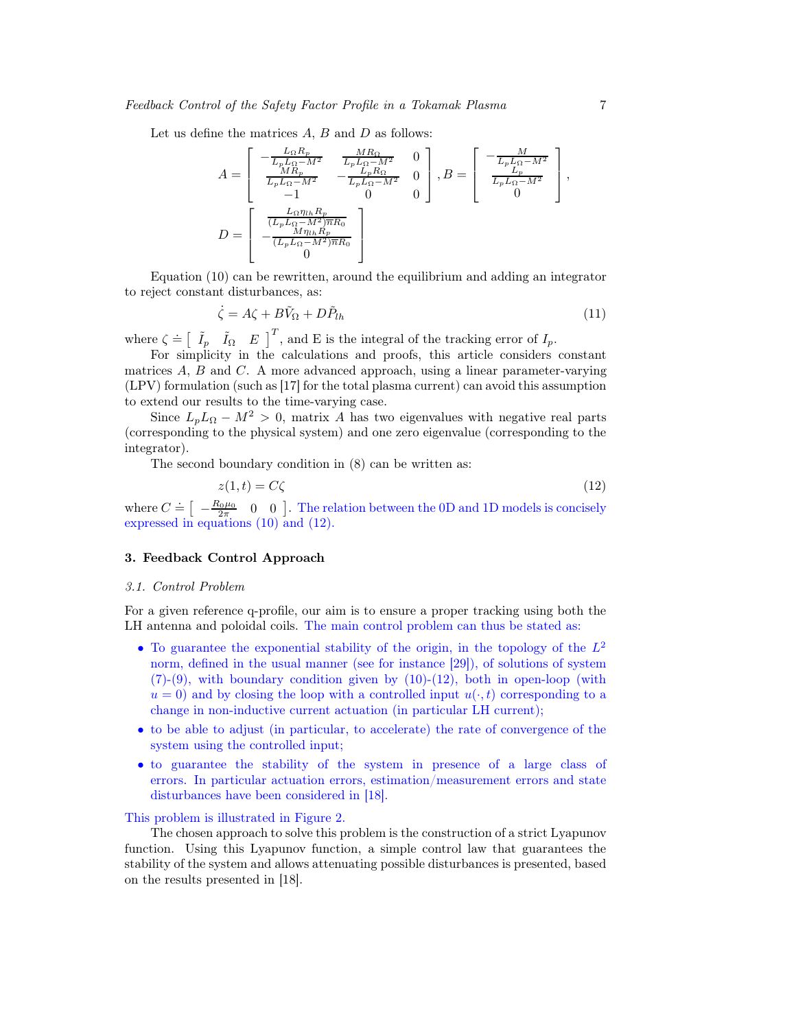Let us define the matrices $A$, $B$ and $D$ as follows:

$$
A = \begin{bmatrix} -\frac{L_\Omega R_p}{L_p L_\Omega - M^2} & \frac{M R_\Omega}{L_p L_\Omega - M^2} & 0 \\ \frac{M R_p}{L_p L_\Omega - M^2} & -\frac{L_p R_\Omega}{L_p L_\Omega - M^2} & 0 \\ -1 & 0 & 0 \end{bmatrix}, B = \begin{bmatrix} -\frac{M}{L_p L_\Omega - M^2} \\ \frac{L_p}{L_p L_\Omega - M^2} \\ 0 \end{bmatrix},
$$

$$
D = \begin{bmatrix} \frac{L_\Omega \eta_{lh} R_p}{(L_p L_\Omega - M^2)\overline{n} R_0} \\ -\frac{M \eta_{lh} R_p}{(L_p L_\Omega - M^2)\overline{n} R_0} \\ 0 \end{bmatrix}
$$

Equation (10) can be rewritten, around the equilibrium and adding an integrator to reject constant disturbances, as:

$$
\dot{\zeta} = A\zeta + B\tilde{V}_\Omega + D\tilde{P}_{lh} \tag{11}
$$

where $\zeta \doteq \begin{bmatrix} \tilde{I}_p & \tilde{I}_\Omega & E \end{bmatrix}^T$, and E is the integral of the tracking error of $I_p$.

For simplicity in the calculations and proofs, this article considers constant matrices $A$, $B$ and $C$. A more advanced approach, using a linear parameter-varying (LPV) formulation (such as [17] for the total plasma current) can avoid this assumption to extend our results to the time-varying case.

Since $L_p L_\Omega - M^2 > 0$, matrix $A$ has two eigenvalues with negative real parts (corresponding to the physical system) and one zero eigenvalue (corresponding to the integrator).

The second boundary condition in (8) can be written as:

$$
z(1,t) = C\zeta \tag{12}
$$

where $C \doteq \begin{bmatrix} -\frac{R_0 \mu_0}{2\pi} & 0 & 0 \end{bmatrix}$. The relation between the 0D and 1D models is concisely expressed in equations (10) and (12).

## 3. Feedback Control Approach

### 3.1. Control Problem

For a given reference q-profile, our aim is to ensure a proper tracking using both the LH antenna and poloidal coils. The main control problem can thus be stated as:

- To guarantee the exponential stability of the origin, in the topology of the $L^2$ norm, defined in the usual manner (see for instance [29]), of solutions of system (7)-(9), with boundary condition given by (10)-(12), both in open-loop (with $u = 0$) and by closing the loop with a controlled input $u(\cdot, t)$ corresponding to a change in non-inductive current actuation (in particular LH current);
- to be able to adjust (in particular, to accelerate) the rate of convergence of the system using the controlled input;
- to guarantee the stability of the system in presence of a large class of errors. In particular actuation errors, estimation/measurement errors and state disturbances have been considered in [18].

This problem is illustrated in Figure 2.

The chosen approach to solve this problem is the construction of a strict Lyapunov function. Using this Lyapunov function, a simple control law that guarantees the stability of the system and allows attenuating possible disturbances is presented, based on the results presented in [18].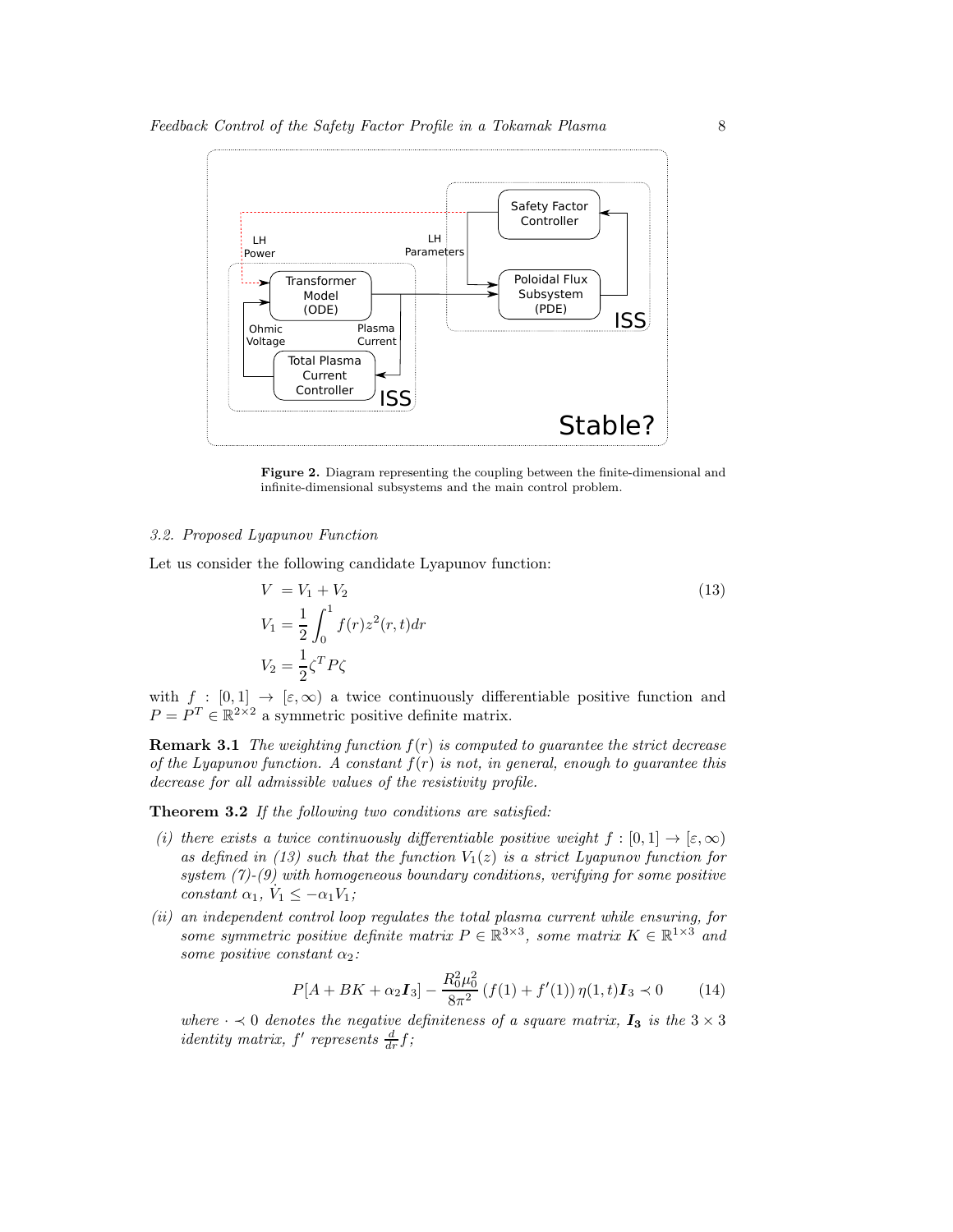Safety Factor Controller

LH Power

LH Parameters

Transformer Model (ODE)

Poloidal Flux Subsystem (PDE)

Ohmic Voltage

Plasma Current

Total Plasma Current Controller

ISS

ISS

Stable?

**Figure 2.** Diagram representing the coupling between the finite-dimensional and infinite-dimensional subsystems and the main control problem.

### *3.2. Proposed Lyapunov Function*

Let us consider the following candidate Lyapunov function:

$$\begin{aligned} V &= V_1 + V_2 \\ V_1 &= \frac{1}{2}\int_0^1 f(r) z^2(r,t) dr \\ V_2 &= \frac{1}{2}\zeta^T P \zeta \end{aligned} \tag{13}$$

with $f : [0,1] \to [\varepsilon, \infty)$ a twice continuously differentiable positive function and $P = P^T \in \mathbb{R}^{2\times 2}$ a symmetric positive definite matrix.

**Remark 3.1** *The weighting function $f(r)$ is computed to guarantee the strict decrease of the Lyapunov function. A constant $f(r)$ is not, in general, enough to guarantee this decrease for all admissible values of the resistivity profile.*

**Theorem 3.2** *If the following two conditions are satisfied:*

*(i) there exists a twice continuously differentiable positive weight $f : [0,1] \to [\varepsilon, \infty)$ as defined in (13) such that the function $V_1(z)$ is a strict Lyapunov function for system (7)-(9) with homogeneous boundary conditions, verifying for some positive constant $\alpha_1$, $\dot{V}_1 \leq -\alpha_1 V_1$;*

*(ii) an independent control loop regulates the total plasma current while ensuring, for some symmetric positive definite matrix $P \in \mathbb{R}^{3\times 3}$, some matrix $K \in \mathbb{R}^{1\times 3}$ and some positive constant $\alpha_2$:*

$$P[A + BK + \alpha_2 \boldsymbol{I}_3] - \frac{R_0^2 \mu_0^2}{8\pi^2}\left(f(1) + f'(1)\right)\eta(1,t)\boldsymbol{I}_3 \prec 0 \tag{14}$$

*where $\cdot \prec 0$ denotes the negative definiteness of a square matrix, $\boldsymbol{I}_3$ is the $3\times 3$ identity matrix, $f'$ represents $\frac{d}{dr}f$;*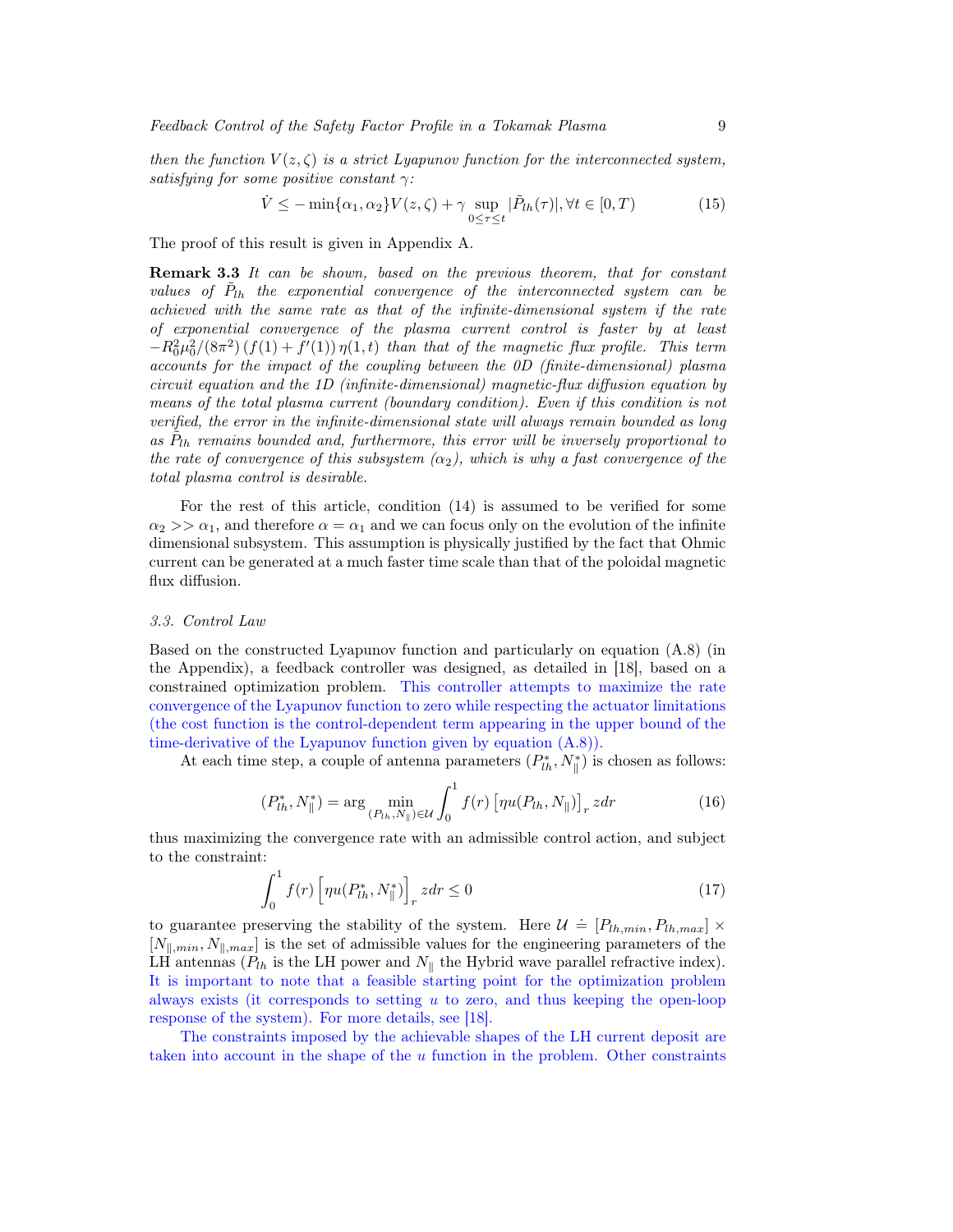*then the function $V(z,\zeta)$ is a strict Lyapunov function for the interconnected system, satisfying for some positive constant $\gamma$:*

$$\dot{V} \leq -\min\{\alpha_1, \alpha_2\} V(z,\zeta) + \gamma \sup_{0\leq\tau\leq t} |\tilde{P}_{lh}(\tau)|, \forall t \in [0,T) \tag{15}$$

The proof of this result is given in Appendix A.

**Remark 3.3** *It can be shown, based on the previous theorem, that for constant values of $\tilde{P}_{lh}$ the exponential convergence of the interconnected system can be achieved with the same rate as that of the infinite-dimensional system if the rate of exponential convergence of the plasma current control is faster by at least $-R_0^2\mu_0^2/(8\pi^2)\left(f(1)+f'(1)\right)\eta(1,t)$ than that of the magnetic flux profile. This term accounts for the impact of the coupling between the 0D (finite-dimensional) plasma circuit equation and the 1D (infinite-dimensional) magnetic-flux diffusion equation by means of the total plasma current (boundary condition). Even if this condition is not verified, the error in the infinite-dimensional state will always remain bounded as long as $\tilde{P}_{lh}$ remains bounded and, furthermore, this error will be inversely proportional to the rate of convergence of this subsystem ($\alpha_2$), which is why a fast convergence of the total plasma control is desirable.*

For the rest of this article, condition (14) is assumed to be verified for some $\alpha_2 >> \alpha_1$, and therefore $\alpha = \alpha_1$ and we can focus only on the evolution of the infinite dimensional subsystem. This assumption is physically justified by the fact that Ohmic current can be generated at a much faster time scale than that of the poloidal magnetic flux diffusion.

### 3.3. Control Law

Based on the constructed Lyapunov function and particularly on equation (A.8) (in the Appendix), a feedback controller was designed, as detailed in [18], based on a constrained optimization problem. This controller attempts to maximize the rate convergence of the Lyapunov function to zero while respecting the actuator limitations (the cost function is the control-dependent term appearing in the upper bound of the time-derivative of the Lyapunov function given by equation (A.8)).

At each time step, a couple of antenna parameters $(P_{lh}^*, N_\parallel^*)$ is chosen as follows:

$$(P_{lh}^*, N_\parallel^*) = \arg \min_{(P_{lh},N_\parallel)\in\mathcal{U}} \int_0^1 f(r)\left[\eta u(P_{lh}, N_\parallel)\right]_r z dr \tag{16}$$

thus maximizing the convergence rate with an admissible control action, and subject to the constraint:

$$\int_0^1 f(r)\left[\eta u(P_{lh}^*, N_\parallel^*)\right]_r z dr \leq 0 \tag{17}$$

to guarantee preserving the stability of the system. Here $\mathcal{U} \doteq [P_{lh,min}, P_{lh,max}] \times [N_{\parallel,min}, N_{\parallel,max}]$ is the set of admissible values for the engineering parameters of the LH antennas ($P_{lh}$ is the LH power and $N_\parallel$ the Hybrid wave parallel refractive index). It is important to note that a feasible starting point for the optimization problem always exists (it corresponds to setting $u$ to zero, and thus keeping the open-loop response of the system). For more details, see [18].

The constraints imposed by the achievable shapes of the LH current deposit are taken into account in the shape of the $u$ function in the problem. Other constraints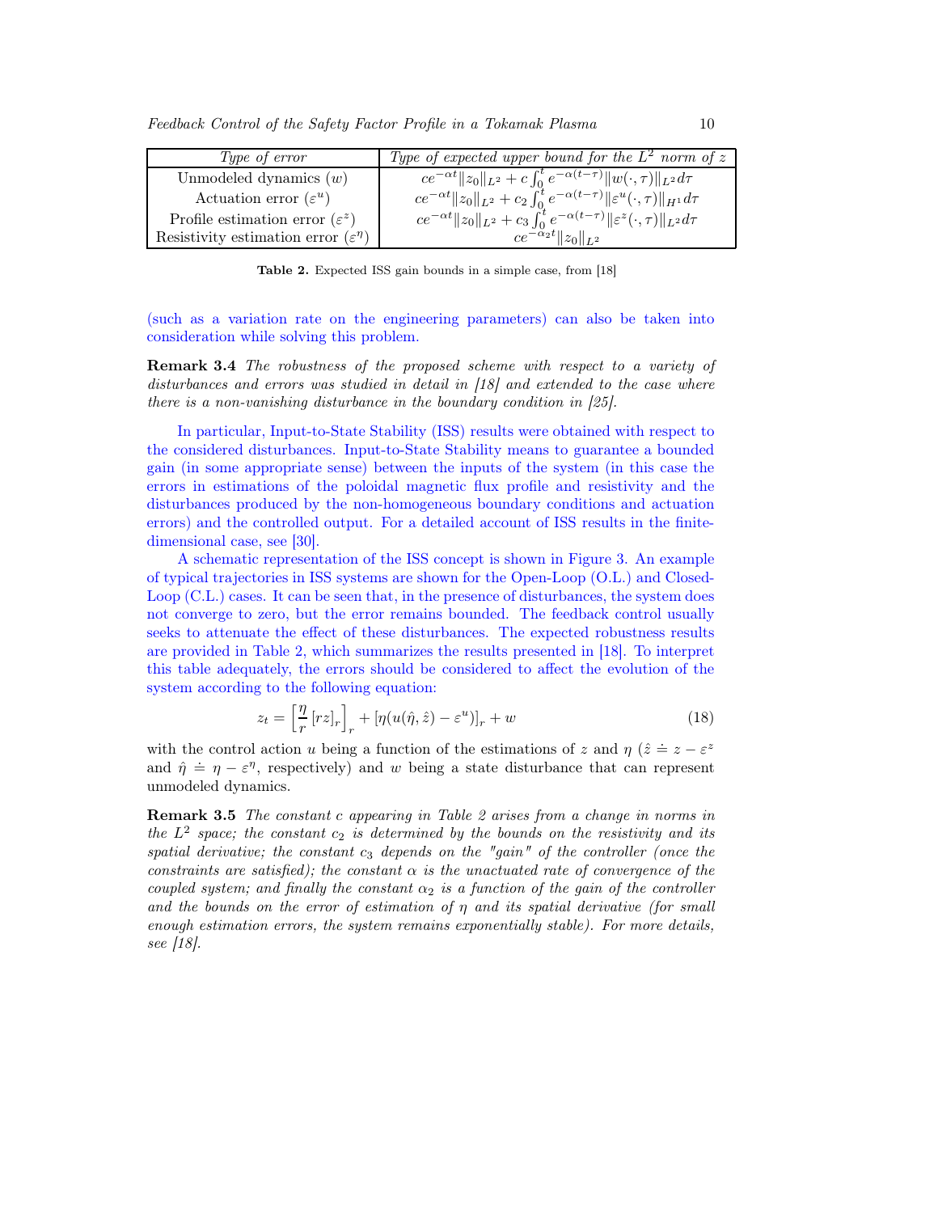| *Type of error* | *Type of expected upper bound for the $L^2$ norm of z* |
|---|---|
| Unmodeled dynamics ($w$) | $ce^{-\alpha t}\|z_0\|_{L^2} + c\int_0^t e^{-\alpha(t-\tau)}\|w(\cdot,\tau)\|_{L^2}d\tau$ |
| Actuation error ($\varepsilon^u$) | $ce^{-\alpha t}\|z_0\|_{L^2} + c_2\int_0^t e^{-\alpha(t-\tau)}\|\varepsilon^u(\cdot,\tau)\|_{H^1}d\tau$ |
| Profile estimation error ($\varepsilon^z$) | $ce^{-\alpha t}\|z_0\|_{L^2} + c_3\int_0^t e^{-\alpha(t-\tau)}\|\varepsilon^z(\cdot,\tau)\|_{L^2}d\tau$ |
| Resistivity estimation error ($\varepsilon^\eta$) | $ce^{-\alpha_2 t}\|z_0\|_{L^2}$ |

**Table 2.** Expected ISS gain bounds in a simple case, from [18]

(such as a variation rate on the engineering parameters) can also be taken into consideration while solving this problem.

**Remark 3.4** *The robustness of the proposed scheme with respect to a variety of disturbances and errors was studied in detail in [18] and extended to the case where there is a non-vanishing disturbance in the boundary condition in [25].*

In particular, Input-to-State Stability (ISS) results were obtained with respect to the considered disturbances. Input-to-State Stability means to guarantee a bounded gain (in some appropriate sense) between the inputs of the system (in this case the errors in estimations of the poloidal magnetic flux profile and resistivity and the disturbances produced by the non-homogeneous boundary conditions and actuation errors) and the controlled output. For a detailed account of ISS results in the finite-dimensional case, see [30].

A schematic representation of the ISS concept is shown in Figure 3. An example of typical trajectories in ISS systems are shown for the Open-Loop (O.L.) and Closed-Loop (C.L.) cases. It can be seen that, in the presence of disturbances, the system does not converge to zero, but the error remains bounded. The feedback control usually seeks to attenuate the effect of these disturbances. The expected robustness results are provided in Table 2, which summarizes the results presented in [18]. To interpret this table adequately, the errors should be considered to affect the evolution of the system according to the following equation:

$$z_t = \left[\frac{\eta}{r}\left[rz\right]_r\right]_r + \left[\eta(u(\hat{\eta},\hat{z}) - \varepsilon^u)\right]_r + w \tag{18}$$

with the control action $u$ being a function of the estimations of $z$ and $\eta$ ($\hat{z} \doteq z - \varepsilon^z$ and $\hat{\eta} \doteq \eta - \varepsilon^\eta$, respectively) and $w$ being a state disturbance that can represent unmodeled dynamics.

**Remark 3.5** *The constant $c$ appearing in Table 2 arises from a change in norms in the $L^2$ space; the constant $c_2$ is determined by the bounds on the resistivity and its spatial derivative; the constant $c_3$ depends on the "gain" of the controller (once the constraints are satisfied); the constant $\alpha$ is the unactuated rate of convergence of the coupled system; and finally the constant $\alpha_2$ is a function of the gain of the controller and the bounds on the error of estimation of $\eta$ and its spatial derivative (for small enough estimation errors, the system remains exponentially stable). For more details, see [18].*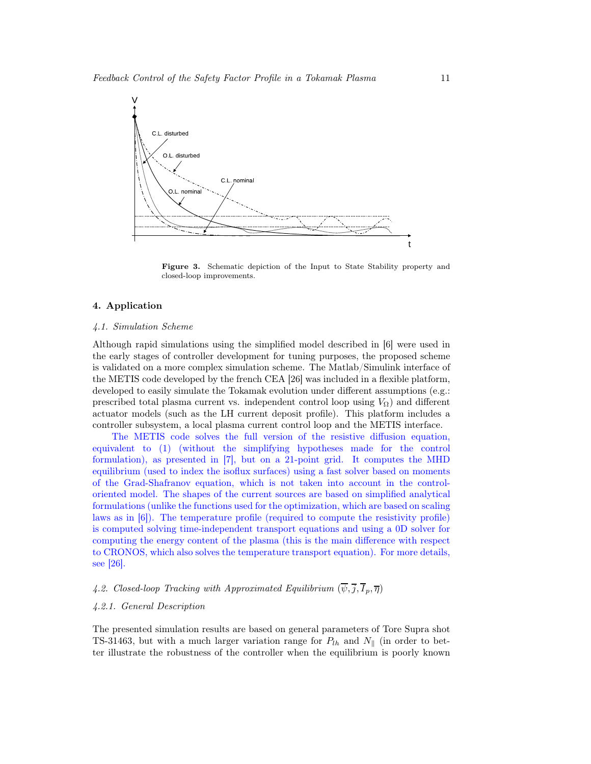V

C.L. disturbed

O.L. disturbed

C.L. nominal

O.L. nominal

t

**Figure 3.** Schematic depiction of the Input to State Stability property and closed-loop improvements.

## 4. Application

### 4.1. Simulation Scheme

Although rapid simulations using the simplified model described in [6] were used in the early stages of controller development for tuning purposes, the proposed scheme is validated on a more complex simulation scheme. The Matlab/Simulink interface of the METIS code developed by the french CEA [26] was included in a flexible platform, developed to easily simulate the Tokamak evolution under different assumptions (e.g.: prescribed total plasma current vs. independent control loop using $V_{\Omega}$) and different actuator models (such as the LH current deposit profile). This platform includes a controller subsystem, a local plasma current control loop and the METIS interface.

The METIS code solves the full version of the resistive diffusion equation, equivalent to (1) (without the simplifying hypotheses made for the control formulation), as presented in [7], but on a 21-point grid. It computes the MHD equilibrium (used to index the isoflux surfaces) using a fast solver based on moments of the Grad-Shafranov equation, which is not taken into account in the control-oriented model. The shapes of the current sources are based on simplified analytical formulations (unlike the functions used for the optimization, which are based on scaling laws as in [6]). The temperature profile (required to compute the resistivity profile) is computed solving time-independent transport equations and using a 0D solver for computing the energy content of the plasma (this is the main difference with respect to CRONOS, which also solves the temperature transport equation). For more details, see [26].

### 4.2. Closed-loop Tracking with Approximated Equilibrium ($\overline{\psi}, \overline{\jmath}, \overline{I}_p, \overline{\eta}$)

#### 4.2.1. General Description

The presented simulation results are based on general parameters of Tore Supra shot TS-31463, but with a much larger variation range for $P_{lh}$ and $N_{\parallel}$ (in order to better illustrate the robustness of the controller when the equilibrium is poorly known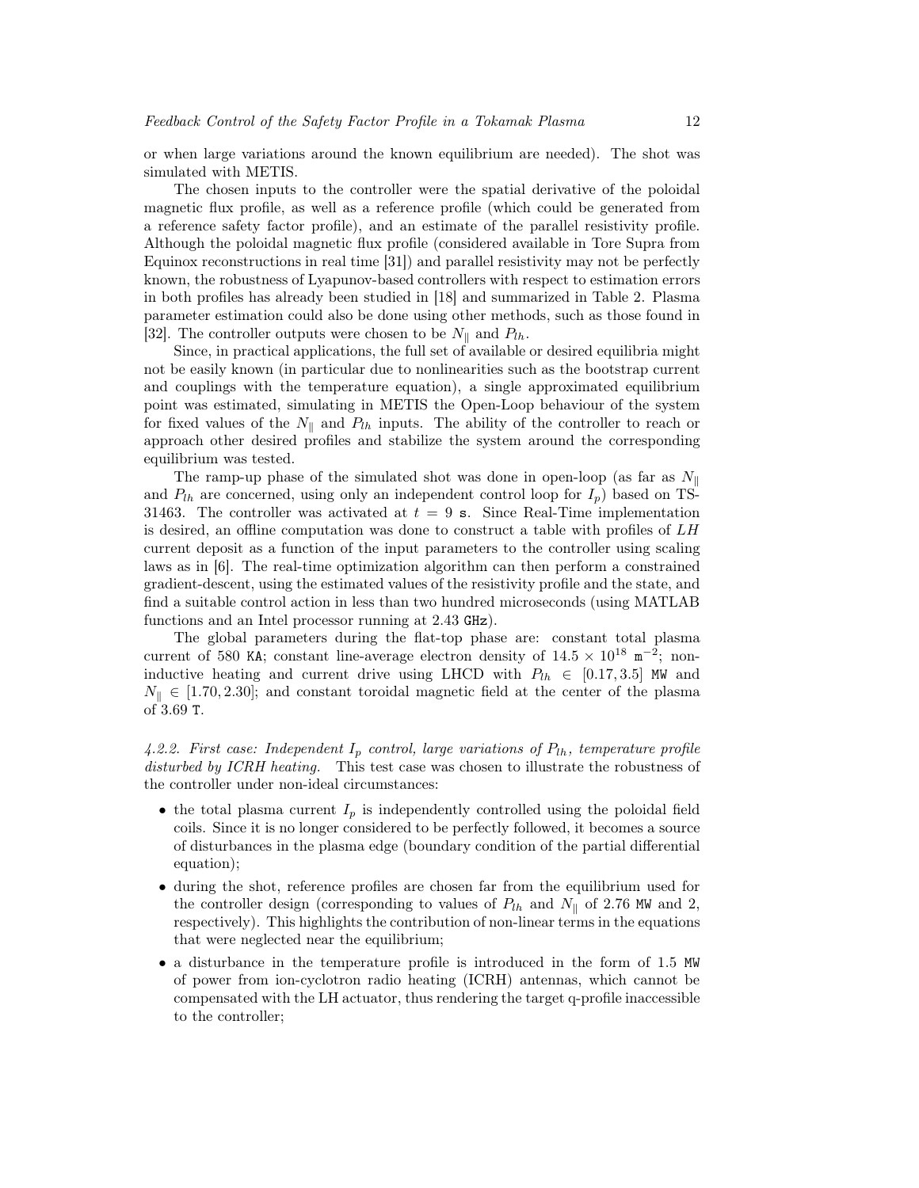or when large variations around the known equilibrium are needed). The shot was simulated with METIS.

The chosen inputs to the controller were the spatial derivative of the poloidal magnetic flux profile, as well as a reference profile (which could be generated from a reference safety factor profile), and an estimate of the parallel resistivity profile. Although the poloidal magnetic flux profile (considered available in Tore Supra from Equinox reconstructions in real time [31]) and parallel resistivity may not be perfectly known, the robustness of Lyapunov-based controllers with respect to estimation errors in both profiles has already been studied in [18] and summarized in Table 2. Plasma parameter estimation could also be done using other methods, such as those found in [32]. The controller outputs were chosen to be $N_{\parallel}$ and $P_{lh}$.

Since, in practical applications, the full set of available or desired equilibria might not be easily known (in particular due to nonlinearities such as the bootstrap current and couplings with the temperature equation), a single approximated equilibrium point was estimated, simulating in METIS the Open-Loop behaviour of the system for fixed values of the $N_{\parallel}$ and $P_{lh}$ inputs. The ability of the controller to reach or approach other desired profiles and stabilize the system around the corresponding equilibrium was tested.

The ramp-up phase of the simulated shot was done in open-loop (as far as $N_{\parallel}$ and $P_{lh}$ are concerned, using only an independent control loop for $I_p$) based on TS-31463. The controller was activated at $t = 9$ s. Since Real-Time implementation is desired, an offline computation was done to construct a table with profiles of $LH$ current deposit as a function of the input parameters to the controller using scaling laws as in [6]. The real-time optimization algorithm can then perform a constrained gradient-descent, using the estimated values of the resistivity profile and the state, and find a suitable control action in less than two hundred microseconds (using MATLAB functions and an Intel processor running at 2.43 GHz).

The global parameters during the flat-top phase are: constant total plasma current of 580 KA; constant line-average electron density of $14.5 \times 10^{18}$ $\text{m}^{-2}$; non-inductive heating and current drive using LHCD with $P_{lh} \in [0.17, 3.5]$ MW and $N_{\parallel} \in [1.70, 2.30]$; and constant toroidal magnetic field at the center of the plasma of 3.69 T.

*4.2.2. First case: Independent $I_p$ control, large variations of $P_{lh}$, temperature profile disturbed by ICRH heating.* This test case was chosen to illustrate the robustness of the controller under non-ideal circumstances:

- the total plasma current $I_p$ is independently controlled using the poloidal field coils. Since it is no longer considered to be perfectly followed, it becomes a source of disturbances in the plasma edge (boundary condition of the partial differential equation);
- during the shot, reference profiles are chosen far from the equilibrium used for the controller design (corresponding to values of $P_{lh}$ and $N_{\parallel}$ of 2.76 MW and 2, respectively). This highlights the contribution of non-linear terms in the equations that were neglected near the equilibrium;
- a disturbance in the temperature profile is introduced in the form of 1.5 MW of power from ion-cyclotron radio heating (ICRH) antennas, which cannot be compensated with the LH actuator, thus rendering the target q-profile inaccessible to the controller;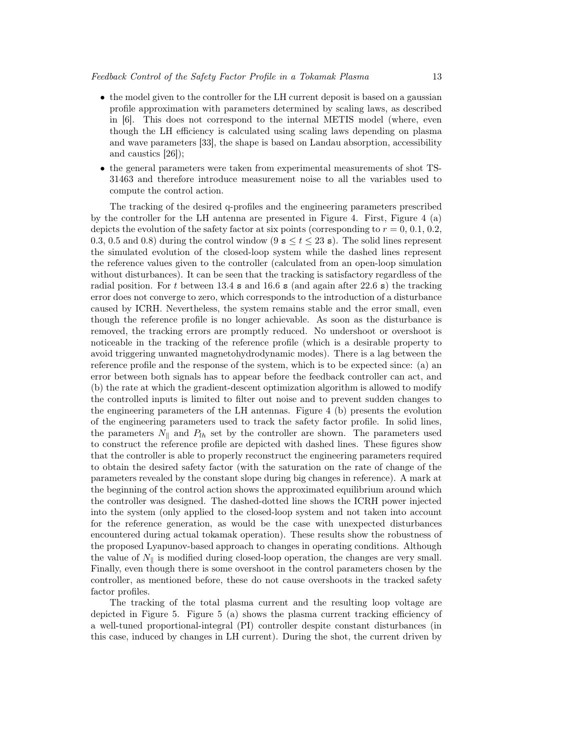- the model given to the controller for the LH current deposit is based on a gaussian profile approximation with parameters determined by scaling laws, as described in [6]. This does not correspond to the internal METIS model (where, even though the LH efficiency is calculated using scaling laws depending on plasma and wave parameters [33], the shape is based on Landau absorption, accessibility and caustics [26]);
- the general parameters were taken from experimental measurements of shot TS-31463 and therefore introduce measurement noise to all the variables used to compute the control action.

The tracking of the desired q-profiles and the engineering parameters prescribed by the controller for the LH antenna are presented in Figure 4. First, Figure 4 (a) depicts the evolution of the safety factor at six points (corresponding to $r = 0$, 0.1, 0.2, 0.3, 0.5 and 0.8) during the control window ($9\ \mathrm{s} \leq t \leq 23\ \mathrm{s}$). The solid lines represent the simulated evolution of the closed-loop system while the dashed lines represent the reference values given to the controller (calculated from an open-loop simulation without disturbances). It can be seen that the tracking is satisfactory regardless of the radial position. For $t$ between 13.4 s and 16.6 s (and again after 22.6 s) the tracking error does not converge to zero, which corresponds to the introduction of a disturbance caused by ICRH. Nevertheless, the system remains stable and the error small, even though the reference profile is no longer achievable. As soon as the disturbance is removed, the tracking errors are promptly reduced. No undershoot or overshoot is noticeable in the tracking of the reference profile (which is a desirable property to avoid triggering unwanted magnetohydrodynamic modes). There is a lag between the reference profile and the response of the system, which is to be expected since: (a) an error between both signals has to appear before the feedback controller can act, and (b) the rate at which the gradient-descent optimization algorithm is allowed to modify the controlled inputs is limited to filter out noise and to prevent sudden changes to the engineering parameters of the LH antennas. Figure 4 (b) presents the evolution of the engineering parameters used to track the safety factor profile. In solid lines, the parameters $N_{\parallel}$ and $P_{lh}$ set by the controller are shown. The parameters used to construct the reference profile are depicted with dashed lines. These figures show that the controller is able to properly reconstruct the engineering parameters required to obtain the desired safety factor (with the saturation on the rate of change of the parameters revealed by the constant slope during big changes in reference). A mark at the beginning of the control action shows the approximated equilibrium around which the controller was designed. The dashed-dotted line shows the ICRH power injected into the system (only applied to the closed-loop system and not taken into account for the reference generation, as would be the case with unexpected disturbances encountered during actual tokamak operation). These results show the robustness of the proposed Lyapunov-based approach to changes in operating conditions. Although the value of $N_{\parallel}$ is modified during closed-loop operation, the changes are very small. Finally, even though there is some overshoot in the control parameters chosen by the controller, as mentioned before, these do not cause overshoots in the tracked safety factor profiles.

The tracking of the total plasma current and the resulting loop voltage are depicted in Figure 5. Figure 5 (a) shows the plasma current tracking efficiency of a well-tuned proportional-integral (PI) controller despite constant disturbances (in this case, induced by changes in LH current). During the shot, the current driven by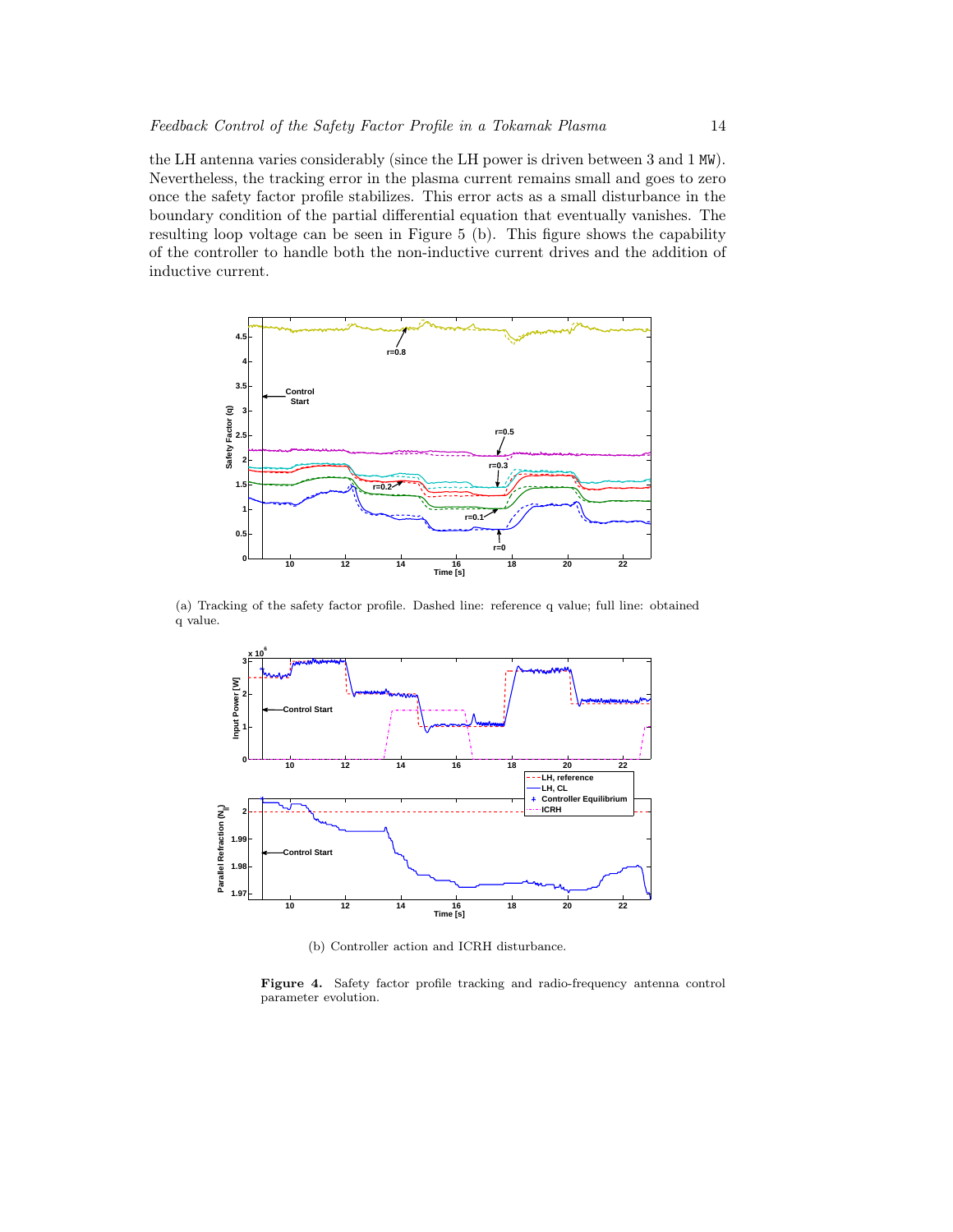the LH antenna varies considerably (since the LH power is driven between 3 and 1 MW). Nevertheless, the tracking error in the plasma current remains small and goes to zero once the safety factor profile stabilizes. This error acts as a small disturbance in the boundary condition of the partial differential equation that eventually vanishes. The resulting loop voltage can be seen in Figure 5 (b). This figure shows the capability of the controller to handle both the non-inductive current drives and the addition of inductive current.

Safety Factor (q)
r=0.8
Control
Start
r=0.5
r=0.3
r=0.2
r=0.1
r=0
Time [s]

(a) Tracking of the safety factor profile. Dashed line: reference q value; full line: obtained q value.

x 10^6
Input Power [W]
Control Start
LH, reference
LH, CL
Controller Equilibrium
ICRH
Parallel Refraction ($N_\parallel$)
Control Start
Time [s]

(b) Controller action and ICRH disturbance.

**Figure 4.** Safety factor profile tracking and radio-frequency antenna control parameter evolution.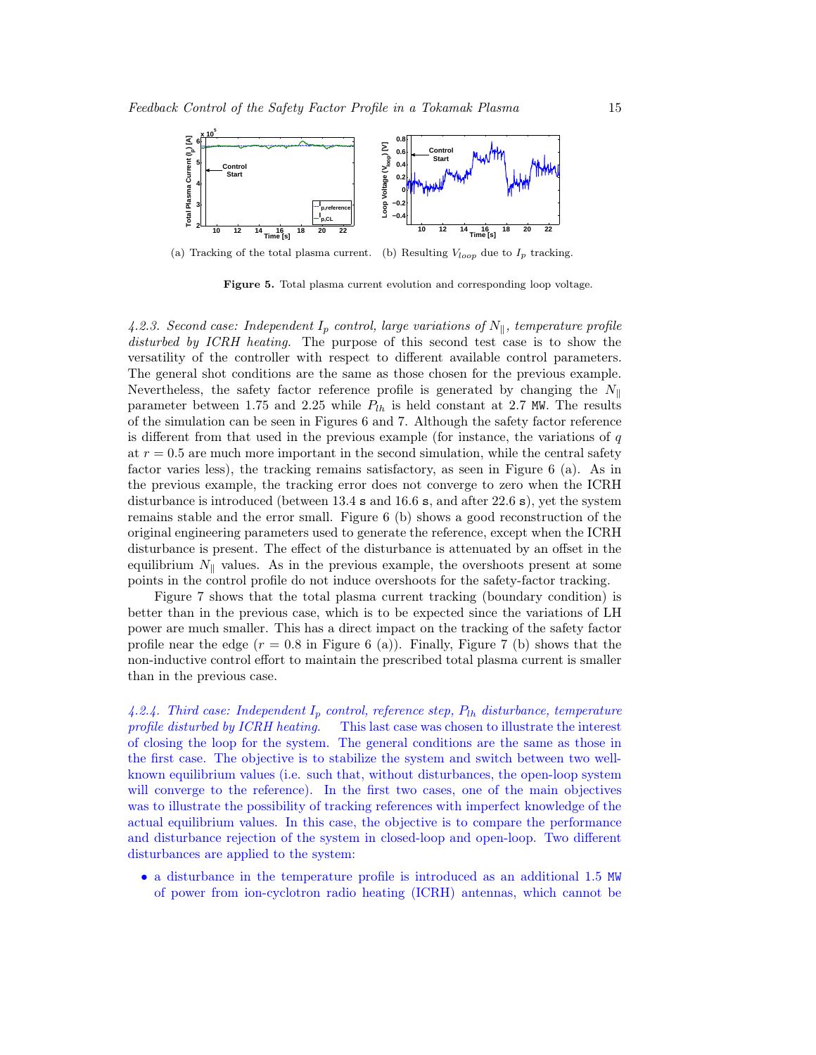x 10^5

Total Plasma Current ($I_p$) [A]

6
5
4
3
2

Control Start

$I_{p,reference}$
$I_{p,CL}$

10 12 14 16 18 20 22
Time [s]

Loop Voltage ($V_{loop}$) [V]

0.8
0.6
0.4
0.2
0
−0.2
−0.4

Control Start

10 12 14 16 18 20 22
Time [s]

(a) Tracking of the total plasma current.

(b) Resulting $V_{loop}$ due to $I_p$ tracking.

**Figure 5.** Total plasma current evolution and corresponding loop voltage.

*4.2.3. Second case: Independent $I_p$ control, large variations of $N_\parallel$, temperature profile disturbed by ICRH heating.* The purpose of this second test case is to show the versatility of the controller with respect to different available control parameters. The general shot conditions are the same as those chosen for the previous example. Nevertheless, the safety factor reference profile is generated by changing the $N_\parallel$ parameter between 1.75 and 2.25 while $P_{lh}$ is held constant at 2.7 MW. The results of the simulation can be seen in Figures 6 and 7. Although the safety factor reference is different from that used in the previous example (for instance, the variations of $q$ at $r = 0.5$ are much more important in the second simulation, while the central safety factor varies less), the tracking remains satisfactory, as seen in Figure 6 (a). As in the previous example, the tracking error does not converge to zero when the ICRH disturbance is introduced (between 13.4 s and 16.6 s, and after 22.6 s), yet the system remains stable and the error small. Figure 6 (b) shows a good reconstruction of the original engineering parameters used to generate the reference, except when the ICRH disturbance is present. The effect of the disturbance is attenuated by an offset in the equilibrium $N_\parallel$ values. As in the previous example, the overshoots present at some points in the control profile do not induce overshoots for the safety-factor tracking.

Figure 7 shows that the total plasma current tracking (boundary condition) is better than in the previous case, which is to be expected since the variations of LH power are much smaller. This has a direct impact on the tracking of the safety factor profile near the edge ($r = 0.8$ in Figure 6 (a)). Finally, Figure 7 (b) shows that the non-inductive control effort to maintain the prescribed total plasma current is smaller than in the previous case.

*4.2.4. Third case: Independent $I_p$ control, reference step, $P_{lh}$ disturbance, temperature profile disturbed by ICRH heating.* This last case was chosen to illustrate the interest of closing the loop for the system. The general conditions are the same as those in the first case. The objective is to stabilize the system and switch between two well-known equilibrium values (i.e. such that, without disturbances, the open-loop system will converge to the reference). In the first two cases, one of the main objectives was to illustrate the possibility of tracking references with imperfect knowledge of the actual equilibrium values. In this case, the objective is to compare the performance and disturbance rejection of the system in closed-loop and open-loop. Two different disturbances are applied to the system:

- a disturbance in the temperature profile is introduced as an additional 1.5 MW of power from ion-cyclotron radio heating (ICRH) antennas, which cannot be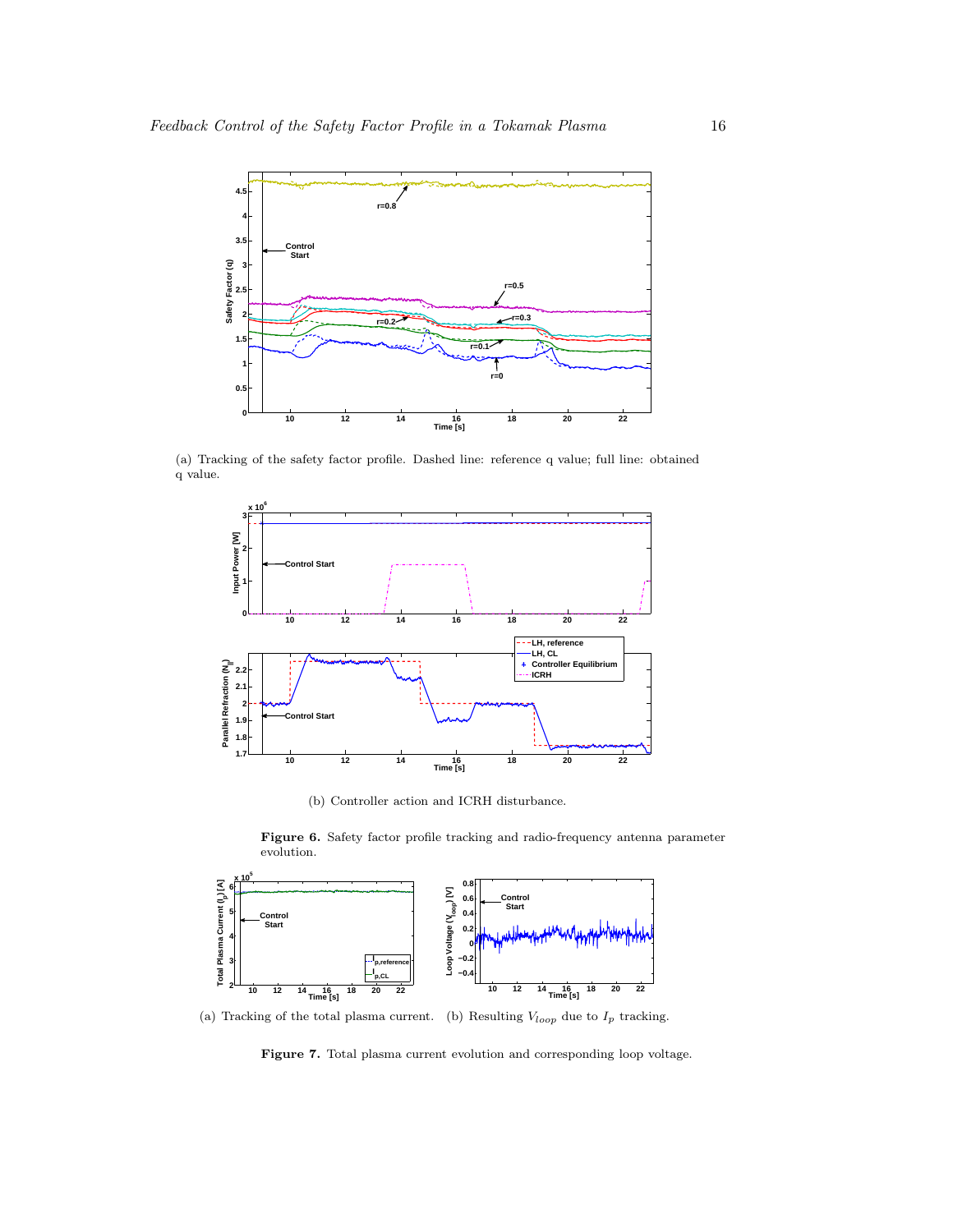Safety Factor (q)

4.5
4
3.5
3
2.5
2
1.5
1
0.5
0

r=0.8

Control Start

r=0.5

r=0.3

r=0.2

r=0.1

r=0

10 12 14 16 18 20 22

Time [s]

(a) Tracking of the safety factor profile. Dashed line: reference q value; full line: obtained q value.

x 10[6]

Input Power [W]

3
2
1
0

Control Start

Parallel Refraction ($N_\parallel$)

2.2
2.1
2
1.9
1.8
1.7

Control Start

LH, reference
LH, CL
Controller Equilibrium
ICRH

10 12 14 16 18 20 22

Time [s]

(b) Controller action and ICRH disturbance.

**Figure 6.** Safety factor profile tracking and radio-frequency antenna parameter evolution.

x 10[5]

Total Plasma Current ($I_p$) [A]

6
5
4
3
2

Control Start

$I_{p,reference}$
$I_{p,CL}$

10 12 14 16 18 20 22

Time [s]

(a) Tracking of the total plasma current.

Loop Voltage ($V_{loop}$) [V]

0.8
0.6
0.4
0.2
0
−0.2
−0.4

Control Start

10 12 14 16 18 20 22

Time [s]

(b) Resulting $V_{loop}$ due to $I_p$ tracking.

**Figure 7.** Total plasma current evolution and corresponding loop voltage.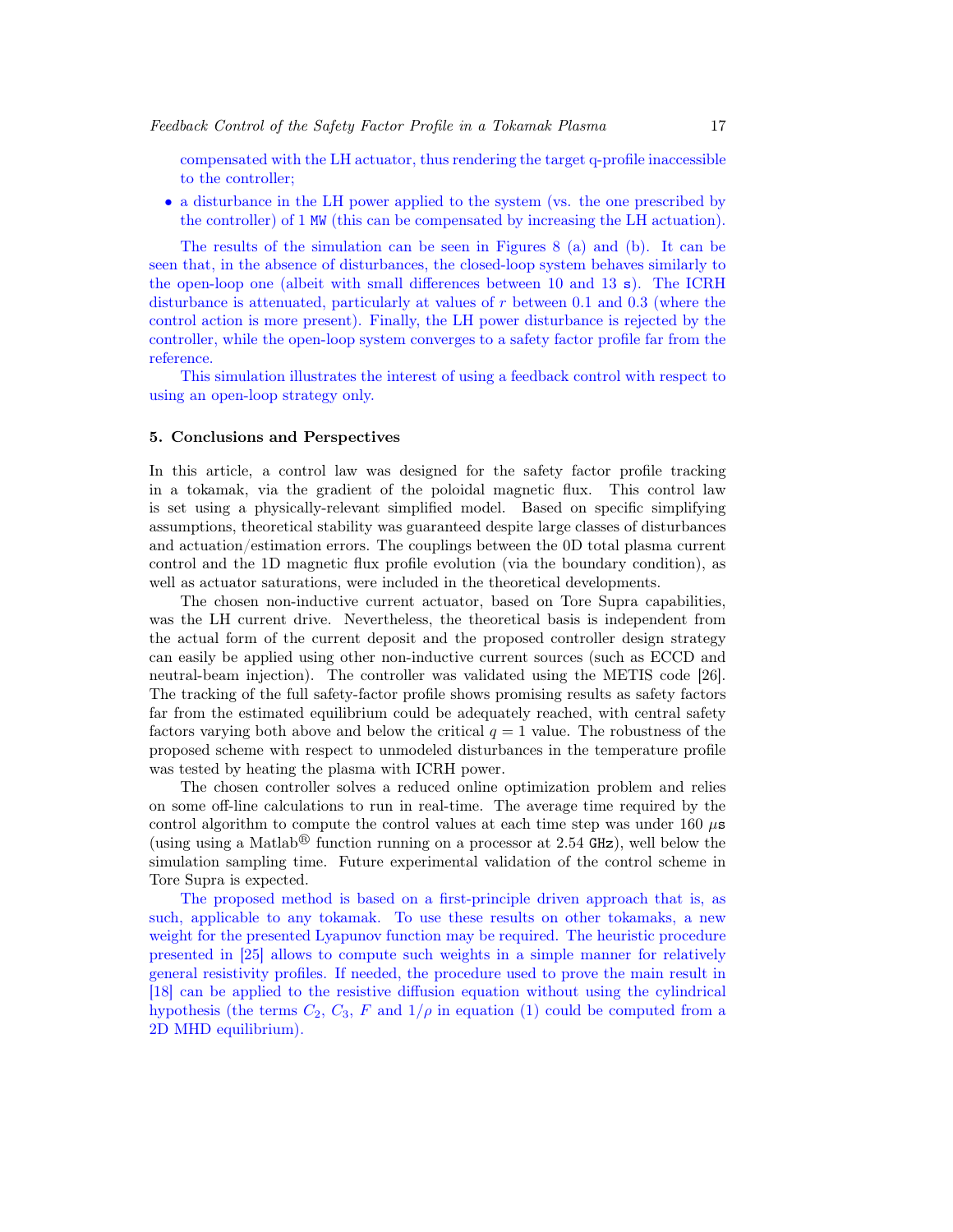compensated with the LH actuator, thus rendering the target q-profile inaccessible to the controller;

- a disturbance in the LH power applied to the system (vs. the one prescribed by the controller) of 1 MW (this can be compensated by increasing the LH actuation).

The results of the simulation can be seen in Figures 8 (a) and (b). It can be seen that, in the absence of disturbances, the closed-loop system behaves similarly to the open-loop one (albeit with small differences between 10 and 13 s). The ICRH disturbance is attenuated, particularly at values of $r$ between 0.1 and 0.3 (where the control action is more present). Finally, the LH power disturbance is rejected by the controller, while the open-loop system converges to a safety factor profile far from the reference.

This simulation illustrates the interest of using a feedback control with respect to using an open-loop strategy only.

## 5. Conclusions and Perspectives

In this article, a control law was designed for the safety factor profile tracking in a tokamak, via the gradient of the poloidal magnetic flux. This control law is set using a physically-relevant simplified model. Based on specific simplifying assumptions, theoretical stability was guaranteed despite large classes of disturbances and actuation/estimation errors. The couplings between the 0D total plasma current control and the 1D magnetic flux profile evolution (via the boundary condition), as well as actuator saturations, were included in the theoretical developments.

The chosen non-inductive current actuator, based on Tore Supra capabilities, was the LH current drive. Nevertheless, the theoretical basis is independent from the actual form of the current deposit and the proposed controller design strategy can easily be applied using other non-inductive current sources (such as ECCD and neutral-beam injection). The controller was validated using the METIS code [26]. The tracking of the full safety-factor profile shows promising results as safety factors far from the estimated equilibrium could be adequately reached, with central safety factors varying both above and below the critical $q = 1$ value. The robustness of the proposed scheme with respect to unmodeled disturbances in the temperature profile was tested by heating the plasma with ICRH power.

The chosen controller solves a reduced online optimization problem and relies on some off-line calculations to run in real-time. The average time required by the control algorithm to compute the control values at each time step was under 160 $\mu$s (using using a Matlab® function running on a processor at 2.54 GHz), well below the simulation sampling time. Future experimental validation of the control scheme in Tore Supra is expected.

The proposed method is based on a first-principle driven approach that is, as such, applicable to any tokamak. To use these results on other tokamaks, a new weight for the presented Lyapunov function may be required. The heuristic procedure presented in [25] allows to compute such weights in a simple manner for relatively general resistivity profiles. If needed, the procedure used to prove the main result in [18] can be applied to the resistive diffusion equation without using the cylindrical hypothesis (the terms $C_2$, $C_3$, $F$ and $1/\rho$ in equation (1) could be computed from a 2D MHD equilibrium).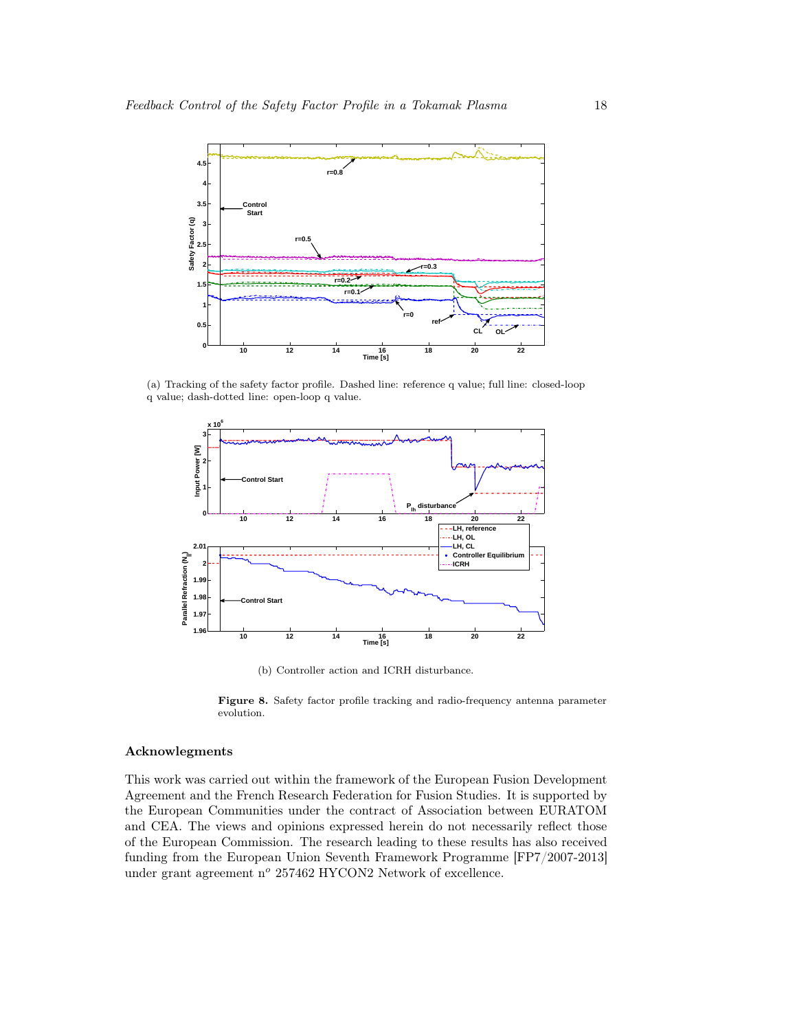Safety Factor (q)

4.5
4
3.5
3
2.5
2
1.5
1
0.5
0

r=0.8

Control Start

r=0.5

r=0.3

r=0.2

r=0.1

r=0

ref

CL

OL

10 12 14 16 18 20 22

Time [s]

(a) Tracking of the safety factor profile. Dashed line: reference q value; full line: closed-loop q value; dash-dotted line: open-loop q value.

x 10^6

Input Power [W]

3
2
1
0

Control Start

$P_{lh}$ disturbance

10 12 14 16 18 20 22

LH, reference

LH, OL

LH, CL

Controller Equilibrium

ICRH

Parallel Refraction ($N_{\parallel}$)

2.01
2
1.99
1.98
1.97
1.96

Control Start

10 12 14 16 18 20 22

Time [s]

(b) Controller action and ICRH disturbance.

**Figure 8.** Safety factor profile tracking and radio-frequency antenna parameter evolution.

## Acknowlegments

This work was carried out within the framework of the European Fusion Development Agreement and the French Research Federation for Fusion Studies. It is supported by the European Communities under the contract of Association between EURATOM and CEA. The views and opinions expressed herein do not necessarily reflect those of the European Commission. The research leading to these results has also received funding from the European Union Seventh Framework Programme [FP7/2007-2013] under grant agreement n$^{o}$ 257462 HYCON2 Network of excellence.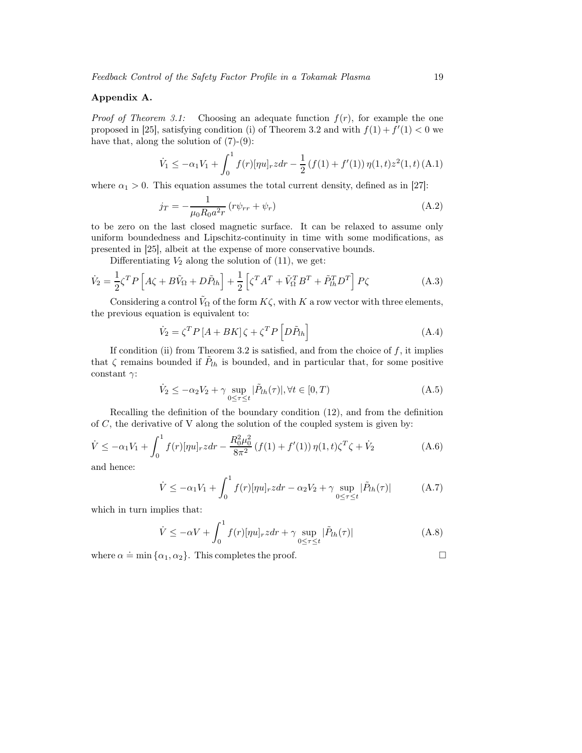## Appendix A.

*Proof of Theorem 3.1:* Choosing an adequate function $f(r)$, for example the one proposed in [25], satisfying condition (i) of Theorem 3.2 and with $f(1) + f'(1) < 0$ we have that, along the solution of (7)-(9):

$$\dot{V}_1 \leq -\alpha_1 V_1 + \int_0^1 f(r)[\eta u]_r z dr - \frac{1}{2}\left(f(1) + f'(1)\right)\eta(1,t)z^2(1,t) \quad \text{(A.1)}$$

where $\alpha_1 > 0$. This equation assumes the total current density, defined as in [27]:

$$j_T = -\frac{1}{\mu_0 R_0 a^2 r}\left(r\psi_{rr} + \psi_r\right) \quad \text{(A.2)}$$

to be zero on the last closed magnetic surface. It can be relaxed to assume only uniform boundedness and Lipschitz-continuity in time with some modifications, as presented in [25], albeit at the expense of more conservative bounds.

Differentiating $V_2$ along the solution of (11), we get:

$$\dot{V}_2 = \frac{1}{2}\zeta^T P\left[A\zeta + B\tilde{V}_\Omega + D\tilde{P}_{lh}\right] + \frac{1}{2}\left[\zeta^T A^T + \tilde{V}_\Omega^T B^T + \tilde{P}_{lh}^T D^T\right]P\zeta \quad \text{(A.3)}$$

Considering a control $\tilde{V}_\Omega$ of the form $K\zeta$, with $K$ a row vector with three elements, the previous equation is equivalent to:

$$\dot{V}_2 = \zeta^T P\left[A + BK\right]\zeta + \zeta^T P\left[D\tilde{P}_{lh}\right] \quad \text{(A.4)}$$

If condition (ii) from Theorem 3.2 is satisfied, and from the choice of $f$, it implies that $\zeta$ remains bounded if $\tilde{P}_{lh}$ is bounded, and in particular that, for some positive constant $\gamma$:

$$\dot{V}_2 \leq -\alpha_2 V_2 + \gamma \sup_{0\leq\tau\leq t}|\tilde{P}_{lh}(\tau)|, \forall t \in [0,T) \quad \text{(A.5)}$$

Recalling the definition of the boundary condition (12), and from the definition of $C$, the derivative of V along the solution of the coupled system is given by:

$$\dot{V} \leq -\alpha_1 V_1 + \int_0^1 f(r)[\eta u]_r z dr - \frac{R_0^2\mu_0^2}{8\pi^2}\left(f(1) + f'(1)\right)\eta(1,t)\zeta^T\zeta + \dot{V}_2 \quad \text{(A.6)}$$

and hence:

$$\dot{V} \leq -\alpha_1 V_1 + \int_0^1 f(r)[\eta u]_r z dr - \alpha_2 V_2 + \gamma \sup_{0\leq\tau\leq t}|\tilde{P}_{lh}(\tau)| \quad \text{(A.7)}$$

which in turn implies that:

$$\dot{V} \leq -\alpha V + \int_0^1 f(r)[\eta u]_r z dr + \gamma \sup_{0\leq\tau\leq t}|\tilde{P}_{lh}(\tau)| \quad \text{(A.8)}$$

where $\alpha \doteq \min\{\alpha_1, \alpha_2\}$. This completes the proof. □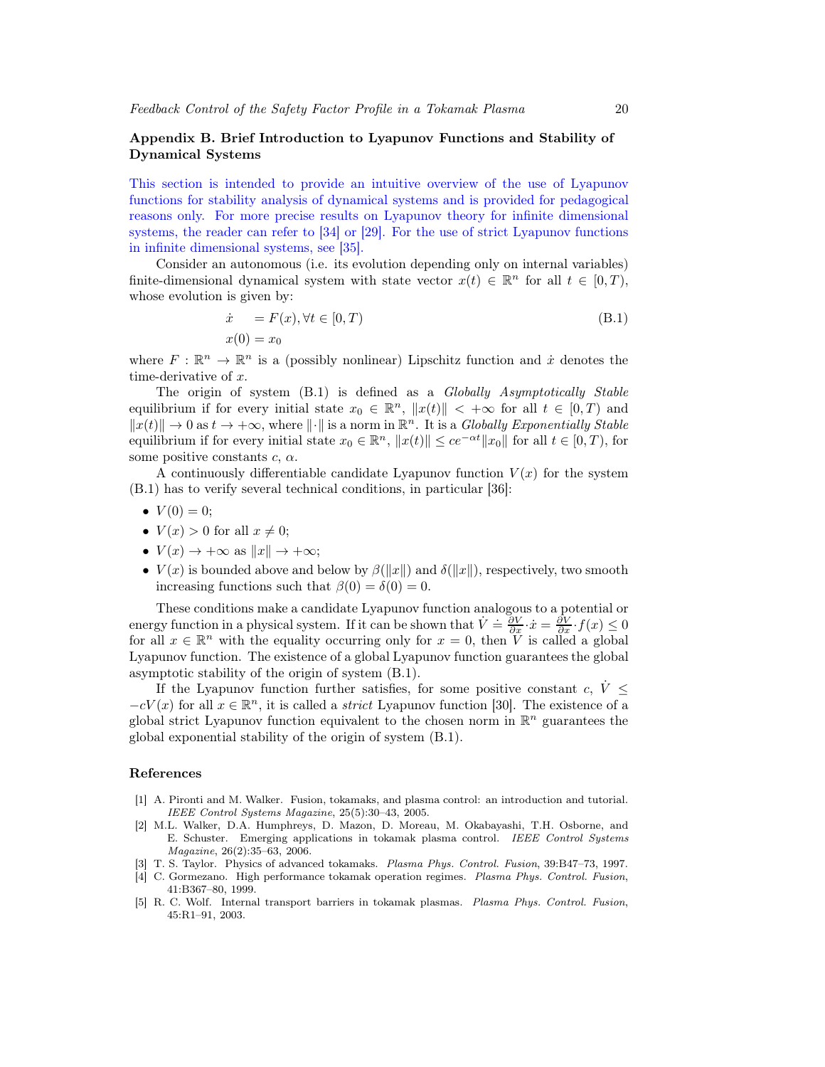## Appendix B. Brief Introduction to Lyapunov Functions and Stability of Dynamical Systems

This section is intended to provide an intuitive overview of the use of Lyapunov functions for stability analysis of dynamical systems and is provided for pedagogical reasons only. For more precise results on Lyapunov theory for infinite dimensional systems, the reader can refer to [34] or [29]. For the use of strict Lyapunov functions in infinite dimensional systems, see [35].

Consider an autonomous (i.e. its evolution depending only on internal variables) finite-dimensional dynamical system with state vector $x(t) \in \mathbb{R}^n$ for all $t \in [0, T)$, whose evolution is given by:

$$
\begin{aligned}
\dot{x} \quad &= F(x), \forall t \in [0, T) \\
x(0) &= x_0
\end{aligned}
\tag{B.1}
$$

where $F : \mathbb{R}^n \to \mathbb{R}^n$ is a (possibly nonlinear) Lipschitz function and $\dot{x}$ denotes the time-derivative of $x$.

The origin of system (B.1) is defined as a *Globally Asymptotically Stable* equilibrium if for every initial state $x_0 \in \mathbb{R}^n$, $\|x(t)\| < +\infty$ for all $t \in [0, T)$ and $\|x(t)\| \to 0$ as $t \to +\infty$, where $\|\cdot\|$ is a norm in $\mathbb{R}^n$. It is a *Globally Exponentially Stable* equilibrium if for every initial state $x_0 \in \mathbb{R}^n$, $\|x(t)\| \leq ce^{-\alpha t}\|x_0\|$ for all $t \in [0, T)$, for some positive constants $c$, $\alpha$.

A continuously differentiable candidate Lyapunov function $V(x)$ for the system (B.1) has to verify several technical conditions, in particular [36]:

- $V(0) = 0$;
- $V(x) > 0$ for all $x \neq 0$;
- $V(x) \to +\infty$ as $\|x\| \to +\infty$;
- $V(x)$ is bounded above and below by $\beta(\|x\|)$ and $\delta(\|x\|)$, respectively, two smooth increasing functions such that $\beta(0) = \delta(0) = 0$.

These conditions make a candidate Lyapunov function analogous to a potential or energy function in a physical system. If it can be shown that $\dot{V} \doteq \frac{\partial V}{\partial x} \cdot \dot{x} = \frac{\partial V}{\partial x} \cdot f(x) \leq 0$ for all $x \in \mathbb{R}^n$ with the equality occurring only for $x = 0$, then $V$ is called a global Lyapunov function. The existence of a global Lyapunov function guarantees the global asymptotic stability of the origin of system (B.1).

If the Lyapunov function further satisfies, for some positive constant $c$, $\dot{V} \leq -cV(x)$ for all $x \in \mathbb{R}^n$, it is called a *strict* Lyapunov function [30]. The existence of a global strict Lyapunov function equivalent to the chosen norm in $\mathbb{R}^n$ guarantees the global exponential stability of the origin of system (B.1).

## References

[1] A. Pironti and M. Walker. Fusion, tokamaks, and plasma control: an introduction and tutorial. *IEEE Control Systems Magazine*, 25(5):30–43, 2005.

[2] M.L. Walker, D.A. Humphreys, D. Mazon, D. Moreau, M. Okabayashi, T.H. Osborne, and E. Schuster. Emerging applications in tokamak plasma control. *IEEE Control Systems Magazine*, 26(2):35–63, 2006.

[3] T. S. Taylor. Physics of advanced tokamaks. *Plasma Phys. Control. Fusion*, 39:B47–73, 1997.

[4] C. Gormezano. High performance tokamak operation regimes. *Plasma Phys. Control. Fusion*, 41:B367–80, 1999.

[5] R. C. Wolf. Internal transport barriers in tokamak plasmas. *Plasma Phys. Control. Fusion*, 45:R1–91, 2003.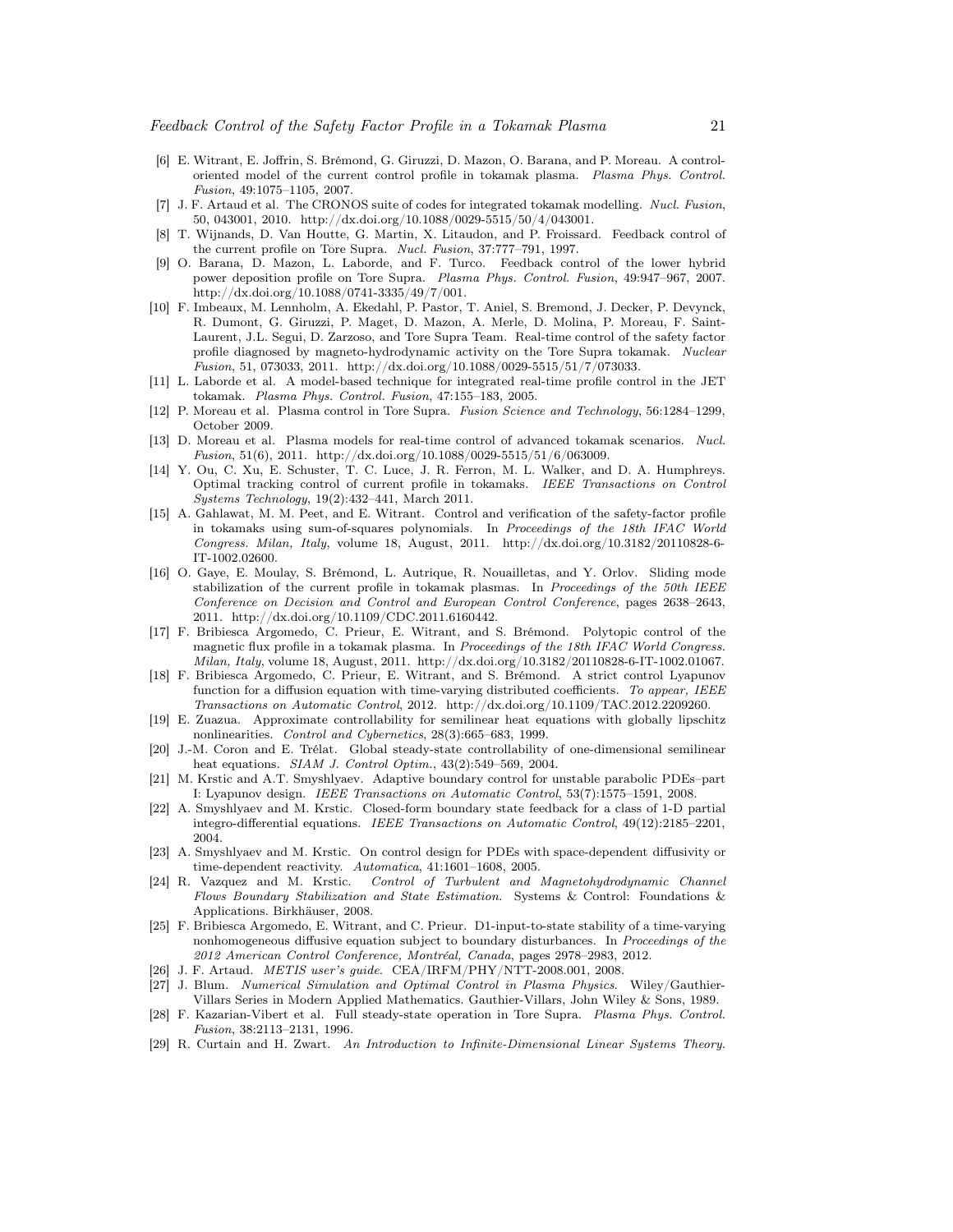[6] E. Witrant, E. Joffrin, S. Brémond, G. Giruzzi, D. Mazon, O. Barana, and P. Moreau. A control-oriented model of the current control profile in tokamak plasma. *Plasma Phys. Control. Fusion*, 49:1075–1105, 2007.

[7] J. F. Artaud et al. The CRONOS suite of codes for integrated tokamak modelling. *Nucl. Fusion*, 50, 043001, 2010. http://dx.doi.org/10.1088/0029-5515/50/4/043001.

[8] T. Wijnands, D. Van Houtte, G. Martin, X. Litaudon, and P. Froissard. Feedback control of the current profile on Tore Supra. *Nucl. Fusion*, 37:777–791, 1997.

[9] O. Barana, D. Mazon, L. Laborde, and F. Turco. Feedback control of the lower hybrid power deposition profile on Tore Supra. *Plasma Phys. Control. Fusion*, 49:947–967, 2007. http://dx.doi.org/10.1088/0741-3335/49/7/001.

[10] F. Imbeaux, M. Lennholm, A. Ekedahl, P. Pastor, T. Aniel, S. Bremond, J. Decker, P. Devynck, R. Dumont, G. Giruzzi, P. Maget, D. Mazon, A. Merle, D. Molina, P. Moreau, F. Saint-Laurent, J.L. Segui, D. Zarzoso, and Tore Supra Team. Real-time control of the safety factor profile diagnosed by magneto-hydrodynamic activity on the Tore Supra tokamak. *Nuclear Fusion*, 51, 073033, 2011. http://dx.doi.org/10.1088/0029-5515/51/7/073033.

[11] L. Laborde et al. A model-based technique for integrated real-time profile control in the JET tokamak. *Plasma Phys. Control. Fusion*, 47:155–183, 2005.

[12] P. Moreau et al. Plasma control in Tore Supra. *Fusion Science and Technology*, 56:1284–1299, October 2009.

[13] D. Moreau et al. Plasma models for real-time control of advanced tokamak scenarios. *Nucl. Fusion*, 51(6), 2011. http://dx.doi.org/10.1088/0029-5515/51/6/063009.

[14] Y. Ou, C. Xu, E. Schuster, T. C. Luce, J. R. Ferron, M. L. Walker, and D. A. Humphreys. Optimal tracking control of current profile in tokamaks. *IEEE Transactions on Control Systems Technology*, 19(2):432–441, March 2011.

[15] A. Gahlawat, M. M. Peet, and E. Witrant. Control and verification of the safety-factor profile in tokamaks using sum-of-squares polynomials. In *Proceedings of the 18th IFAC World Congress. Milan, Italy*, volume 18, August, 2011. http://dx.doi.org/10.3182/20110828-6-IT-1002.02600.

[16] O. Gaye, E. Moulay, S. Brémond, L. Autrique, R. Nouailletas, and Y. Orlov. Sliding mode stabilization of the current profile in tokamak plasmas. In *Proceedings of the 50th IEEE Conference on Decision and Control and European Control Conference*, pages 2638–2643, 2011. http://dx.doi.org/10.1109/CDC.2011.6160442.

[17] F. Bribiesca Argomedo, C. Prieur, E. Witrant, and S. Brémond. Polytopic control of the magnetic flux profile in a tokamak plasma. In *Proceedings of the 18th IFAC World Congress. Milan, Italy*, volume 18, August, 2011. http://dx.doi.org/10.3182/20110828-6-IT-1002.01067.

[18] F. Bribiesca Argomedo, C. Prieur, E. Witrant, and S. Brémond. A strict control Lyapunov function for a diffusion equation with time-varying distributed coefficients. *To appear, IEEE Transactions on Automatic Control*, 2012. http://dx.doi.org/10.1109/TAC.2012.2209260.

[19] E. Zuazua. Approximate controllability for semilinear heat equations with globally lipschitz nonlinearities. *Control and Cybernetics*, 28(3):665–683, 1999.

[20] J.-M. Coron and E. Trélat. Global steady-state controllability of one-dimensional semilinear heat equations. *SIAM J. Control Optim.*, 43(2):549–569, 2004.

[21] M. Krstic and A.T. Smyshlyaev. Adaptive boundary control for unstable parabolic PDEs–part I: Lyapunov design. *IEEE Transactions on Automatic Control*, 53(7):1575–1591, 2008.

[22] A. Smyshlyaev and M. Krstic. Closed-form boundary state feedback for a class of 1-D partial integro-differential equations. *IEEE Transactions on Automatic Control*, 49(12):2185–2201, 2004.

[23] A. Smyshlyaev and M. Krstic. On control design for PDEs with space-dependent diffusivity or time-dependent reactivity. *Automatica*, 41:1601–1608, 2005.

[24] R. Vazquez and M. Krstic. *Control of Turbulent and Magnetohydrodynamic Channel Flows Boundary Stabilization and State Estimation*. Systems & Control: Foundations & Applications. Birkhäuser, 2008.

[25] F. Bribiesca Argomedo, E. Witrant, and C. Prieur. D1-input-to-state stability of a time-varying nonhomogeneous diffusive equation subject to boundary disturbances. In *Proceedings of the 2012 American Control Conference, Montréal, Canada*, pages 2978–2983, 2012.

[26] J. F. Artaud. *METIS user's guide*. CEA/IRFM/PHY/NTT-2008.001, 2008.

[27] J. Blum. *Numerical Simulation and Optimal Control in Plasma Physics*. Wiley/Gauthier-Villars Series in Modern Applied Mathematics. Gauthier-Villars, John Wiley & Sons, 1989.

[28] F. Kazarian-Vibert et al. Full steady-state operation in Tore Supra. *Plasma Phys. Control. Fusion*, 38:2113–2131, 1996.

[29] R. Curtain and H. Zwart. *An Introduction to Infinite-Dimensional Linear Systems Theory.*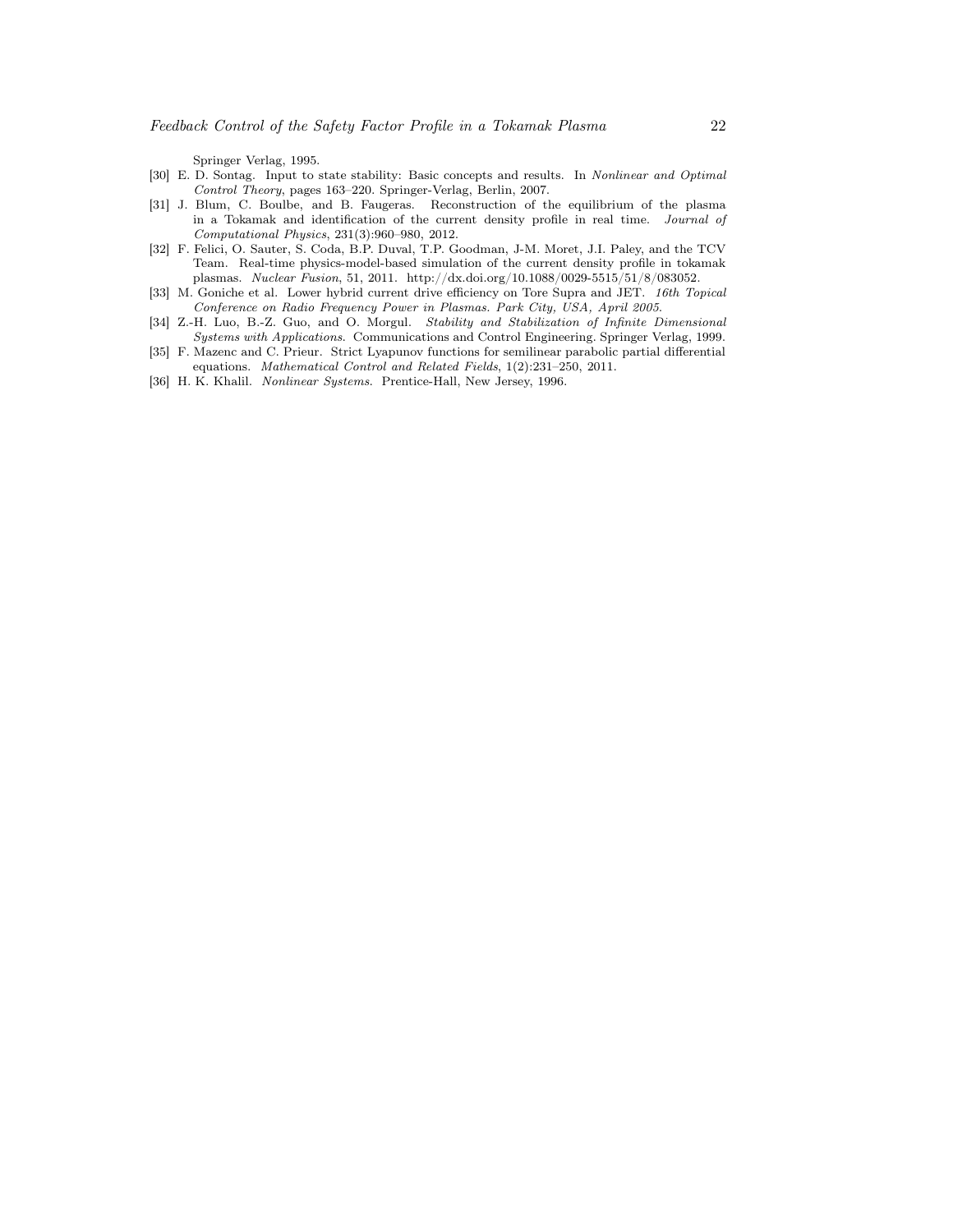Springer Verlag, 1995.

[30] E. D. Sontag. Input to state stability: Basic concepts and results. In *Nonlinear and Optimal Control Theory*, pages 163–220. Springer-Verlag, Berlin, 2007.

[31] J. Blum, C. Boulbe, and B. Faugeras. Reconstruction of the equilibrium of the plasma in a Tokamak and identification of the current density profile in real time. *Journal of Computational Physics*, 231(3):960–980, 2012.

[32] F. Felici, O. Sauter, S. Coda, B.P. Duval, T.P. Goodman, J-M. Moret, J.I. Paley, and the TCV Team. Real-time physics-model-based simulation of the current density profile in tokamak plasmas. *Nuclear Fusion*, 51, 2011. http://dx.doi.org/10.1088/0029-5515/51/8/083052.

[33] M. Goniche et al. Lower hybrid current drive efficiency on Tore Supra and JET. *16th Topical Conference on Radio Frequency Power in Plasmas. Park City, USA, April 2005.*

[34] Z.-H. Luo, B.-Z. Guo, and O. Morgul. *Stability and Stabilization of Infinite Dimensional Systems with Applications.* Communications and Control Engineering. Springer Verlag, 1999.

[35] F. Mazenc and C. Prieur. Strict Lyapunov functions for semilinear parabolic partial differential equations. *Mathematical Control and Related Fields*, 1(2):231–250, 2011.

[36] H. K. Khalil. *Nonlinear Systems*. Prentice-Hall, New Jersey, 1996.